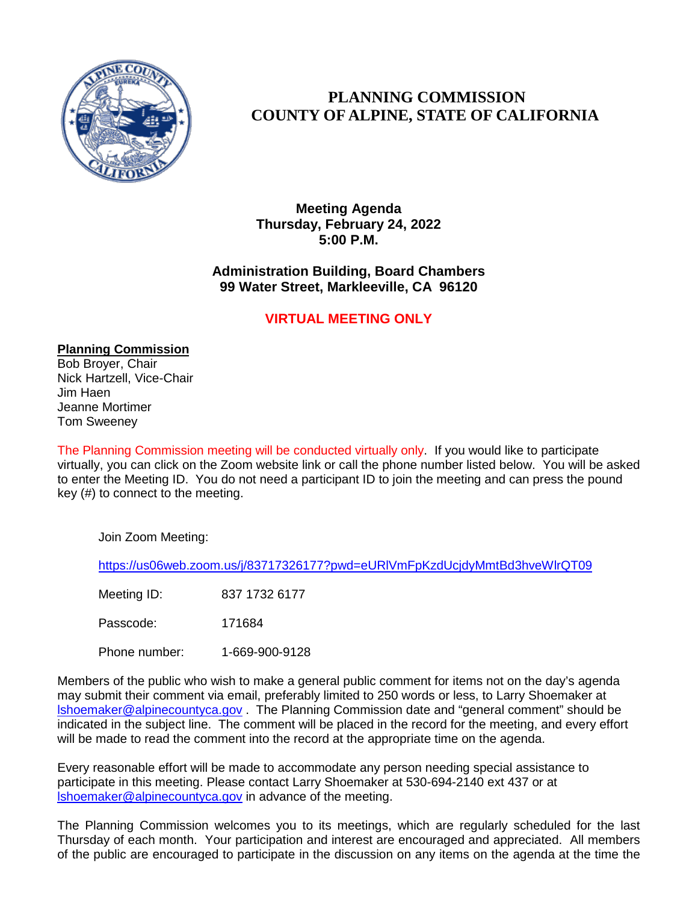# PLANNING COMMISSION
# COUNTY OF ALPINE, STATE OF CALIFORNIA

**Meeting Agenda**
**Thursday, February 24, 2022**
**5:00 P.M.**

**Administration Building, Board Chambers**
**99 Water Street, Markleeville, CA 96120**

**VIRTUAL MEETING ONLY**

**Planning Commission**
Bob Broyer, Chair
Nick Hartzell, Vice-Chair
Jim Haen
Jeanne Mortimer
Tom Sweeney

The Planning Commission meeting will be conducted virtually only. If you would like to participate virtually, you can click on the Zoom website link or call the phone number listed below. You will be asked to enter the Meeting ID. You do not need a participant ID to join the meeting and can press the pound key (#) to connect to the meeting.

Join Zoom Meeting:

https://us06web.zoom.us/j/83717326177?pwd=eURlVmFpKzdUcjdyMmtBd3hveWlrQT09

Meeting ID: 837 1732 6177

Passcode: 171684

Phone number: 1-669-900-9128

Members of the public who wish to make a general public comment for items not on the day's agenda may submit their comment via email, preferably limited to 250 words or less, to Larry Shoemaker at lshoemaker@alpinecountyca.gov . The Planning Commission date and "general comment" should be indicated in the subject line. The comment will be placed in the record for the meeting, and every effort will be made to read the comment into the record at the appropriate time on the agenda.

Every reasonable effort will be made to accommodate any person needing special assistance to participate in this meeting. Please contact Larry Shoemaker at 530-694-2140 ext 437 or at lshoemaker@alpinecountyca.gov in advance of the meeting.

The Planning Commission welcomes you to its meetings, which are regularly scheduled for the last Thursday of each month. Your participation and interest are encouraged and appreciated. All members of the public are encouraged to participate in the discussion on any items on the agenda at the time the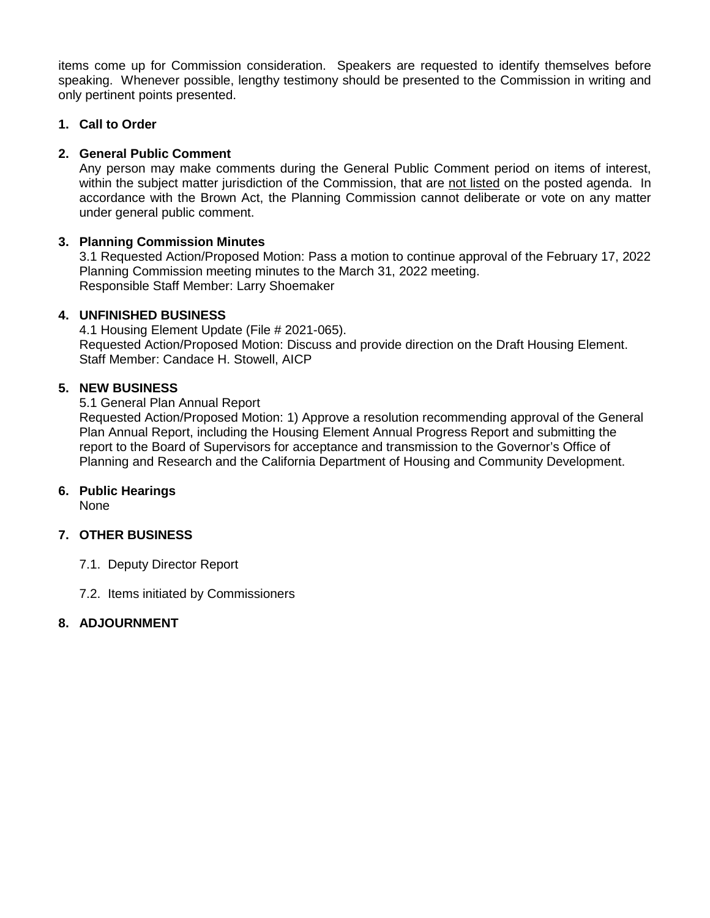items come up for Commission consideration. Speakers are requested to identify themselves before speaking. Whenever possible, lengthy testimony should be presented to the Commission in writing and only pertinent points presented.

**1. Call to Order**

**2. General Public Comment**

Any person may make comments during the General Public Comment period on items of interest, within the subject matter jurisdiction of the Commission, that are <u>not listed</u> on the posted agenda. In accordance with the Brown Act, the Planning Commission cannot deliberate or vote on any matter under general public comment.

**3. Planning Commission Minutes**

3.1 Requested Action/Proposed Motion: Pass a motion to continue approval of the February 17, 2022 Planning Commission meeting minutes to the March 31, 2022 meeting.
Responsible Staff Member: Larry Shoemaker

**4. UNFINISHED BUSINESS**

4.1 Housing Element Update (File # 2021-065).
Requested Action/Proposed Motion: Discuss and provide direction on the Draft Housing Element.
Staff Member: Candace H. Stowell, AICP

**5. NEW BUSINESS**

5.1 General Plan Annual Report
Requested Action/Proposed Motion: 1) Approve a resolution recommending approval of the General Plan Annual Report, including the Housing Element Annual Progress Report and submitting the report to the Board of Supervisors for acceptance and transmission to the Governor's Office of Planning and Research and the California Department of Housing and Community Development.

**6. Public Hearings**

None

**7. OTHER BUSINESS**

7.1. Deputy Director Report

7.2. Items initiated by Commissioners

**8. ADJOURNMENT**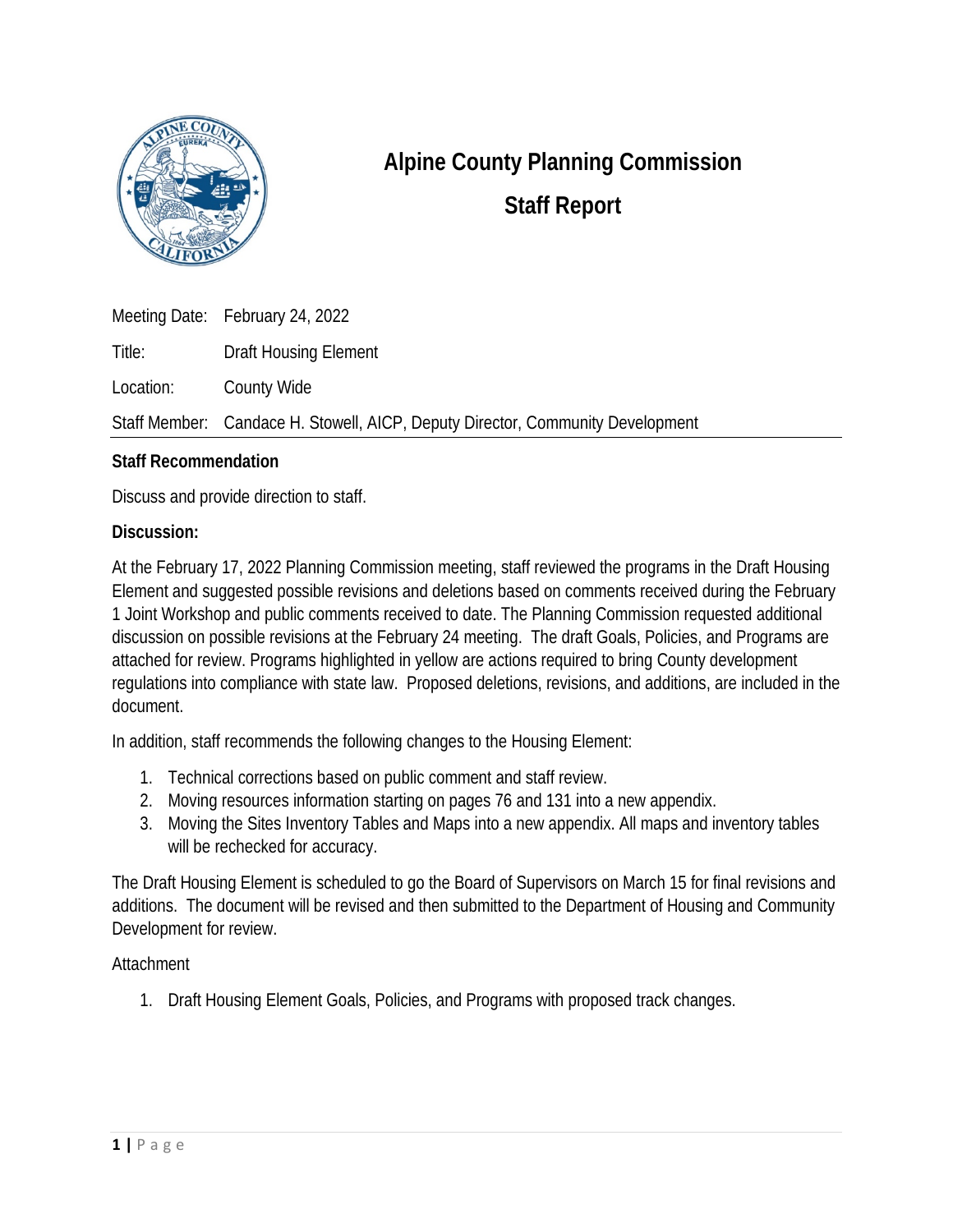# Alpine County Planning Commission

## Staff Report

Meeting Date: February 24, 2022

Title: Draft Housing Element

Location: County Wide

Staff Member: Candace H. Stowell, AICP, Deputy Director, Community Development

**Staff Recommendation**

Discuss and provide direction to staff.

**Discussion:**

At the February 17, 2022 Planning Commission meeting, staff reviewed the programs in the Draft Housing Element and suggested possible revisions and deletions based on comments received during the February 1 Joint Workshop and public comments received to date. The Planning Commission requested additional discussion on possible revisions at the February 24 meeting. The draft Goals, Policies, and Programs are attached for review. Programs highlighted in yellow are actions required to bring County development regulations into compliance with state law. Proposed deletions, revisions, and additions, are included in the document.

In addition, staff recommends the following changes to the Housing Element:

1. Technical corrections based on public comment and staff review.
2. Moving resources information starting on pages 76 and 131 into a new appendix.
3. Moving the Sites Inventory Tables and Maps into a new appendix. All maps and inventory tables will be rechecked for accuracy.

The Draft Housing Element is scheduled to go the Board of Supervisors on March 15 for final revisions and additions. The document will be revised and then submitted to the Department of Housing and Community Development for review.

Attachment

1. Draft Housing Element Goals, Policies, and Programs with proposed track changes.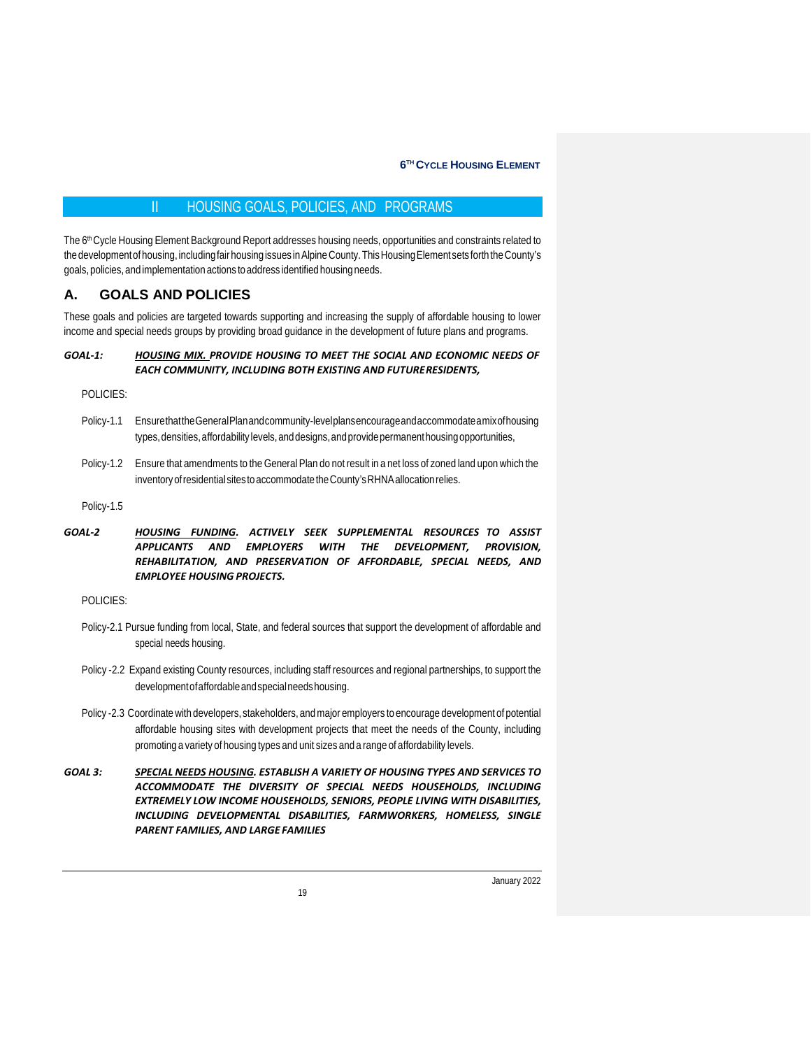## II HOUSING GOALS, POLICIES, AND PROGRAMS

The 6th Cycle Housing Element Background Report addresses housing needs, opportunities and constraints related to the development of housing, including fair housing issues in Alpine County. This Housing Element sets forth the County's goals, policies, and implementation actions to address identified housing needs.

## A. GOALS AND POLICIES

These goals and policies are targeted towards supporting and increasing the supply of affordable housing to lower income and special needs groups by providing broad guidance in the development of future plans and programs.

***GOAL-1:*** ***HOUSING MIX. PROVIDE HOUSING TO MEET THE SOCIAL AND ECONOMIC NEEDS OF EACH COMMUNITY, INCLUDING BOTH EXISTING AND FUTURE RESIDENTS,***

POLICIES:

Policy-1.1 Ensure that the General Plan and community-level plans encourage and accommodate a mix of housing types, densities, affordability levels, and designs, and provide permanent housing opportunities,

Policy-1.2 Ensure that amendments to the General Plan do not result in a net loss of zoned land upon which the inventory of residential sites to accommodate the County's RHNA allocation relies.

Policy-1.5

***GOAL-2*** ***HOUSING FUNDING. ACTIVELY SEEK SUPPLEMENTAL RESOURCES TO ASSIST APPLICANTS AND EMPLOYERS WITH THE DEVELOPMENT, PROVISION, REHABILITATION, AND PRESERVATION OF AFFORDABLE, SPECIAL NEEDS, AND EMPLOYEE HOUSING PROJECTS.***

POLICIES:

Policy-2.1 Pursue funding from local, State, and federal sources that support the development of affordable and special needs housing.

Policy -2.2 Expand existing County resources, including staff resources and regional partnerships, to support the development of affordable and special needs housing.

Policy -2.3 Coordinate with developers, stakeholders, and major employers to encourage development of potential affordable housing sites with development projects that meet the needs of the County, including promoting a variety of housing types and unit sizes and a range of affordability levels.

***GOAL 3:*** ***SPECIAL NEEDS HOUSING. ESTABLISH A VARIETY OF HOUSING TYPES AND SERVICES TO ACCOMMODATE THE DIVERSITY OF SPECIAL NEEDS HOUSEHOLDS, INCLUDING EXTREMELY LOW INCOME HOUSEHOLDS, SENIORS, PEOPLE LIVING WITH DISABILITIES, INCLUDING DEVELOPMENTAL DISABILITIES, FARMWORKERS, HOMELESS, SINGLE PARENT FAMILIES, AND LARGE FAMILIES***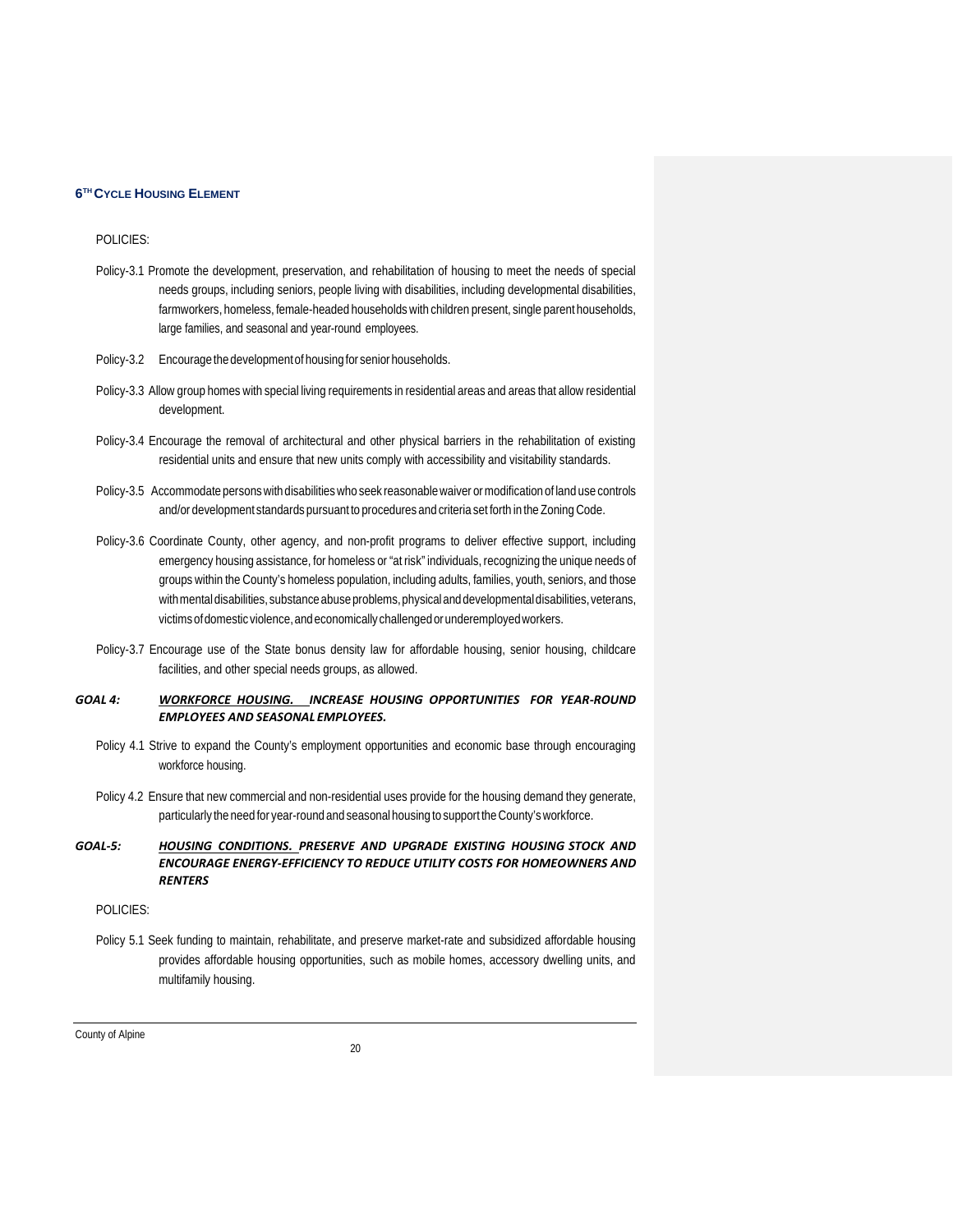POLICIES:

Policy-3.1 Promote the development, preservation, and rehabilitation of housing to meet the needs of special needs groups, including seniors, people living with disabilities, including developmental disabilities, farmworkers, homeless, female-headed households with children present, single parent households, large families, and seasonal and year-round employees.

Policy-3.2 Encourage the development of housing for senior households.

Policy-3.3 Allow group homes with special living requirements in residential areas and areas that allow residential development.

Policy-3.4 Encourage the removal of architectural and other physical barriers in the rehabilitation of existing residential units and ensure that new units comply with accessibility and visitability standards.

Policy-3.5 Accommodate persons with disabilities who seek reasonable waiver or modification of land use controls and/or development standards pursuant to procedures and criteria set forth in the Zoning Code.

Policy-3.6 Coordinate County, other agency, and non-profit programs to deliver effective support, including emergency housing assistance, for homeless or "at risk" individuals, recognizing the unique needs of groups within the County's homeless population, including adults, families, youth, seniors, and those with mental disabilities, substance abuse problems, physical and developmental disabilities, veterans, victims of domestic violence, and economically challenged or underemployed workers.

Policy-3.7 Encourage use of the State bonus density law for affordable housing, senior housing, childcare facilities, and other special needs groups, as allowed.

***GOAL 4:*** ***<u>WORKFORCE HOUSING.</u> INCREASE HOUSING OPPORTUNITIES FOR YEAR-ROUND EMPLOYEES AND SEASONAL EMPLOYEES.***

Policy 4.1 Strive to expand the County's employment opportunities and economic base through encouraging workforce housing.

Policy 4.2 Ensure that new commercial and non-residential uses provide for the housing demand they generate, particularly the need for year-round and seasonal housing to support the County's workforce.

***GOAL-5:*** ***<u>HOUSING CONDITIONS.</u> PRESERVE AND UPGRADE EXISTING HOUSING STOCK AND ENCOURAGE ENERGY-EFFICIENCY TO REDUCE UTILITY COSTS FOR HOMEOWNERS AND RENTERS***

POLICIES:

Policy 5.1 Seek funding to maintain, rehabilitate, and preserve market-rate and subsidized affordable housing provides affordable housing opportunities, such as mobile homes, accessory dwelling units, and multifamily housing.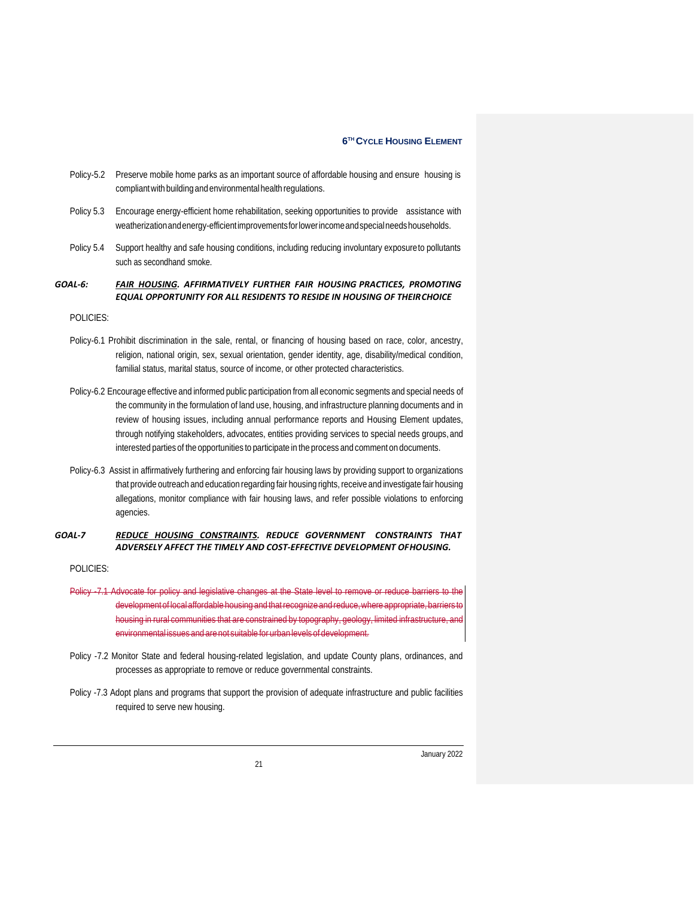Policy-5.2 Preserve mobile home parks as an important source of affordable housing and ensure housing is compliant with building and environmental health regulations.

Policy 5.3 Encourage energy-efficient home rehabilitation, seeking opportunities to provide assistance with weatherization and energy-efficient improvements for lower income and special needs households.

Policy 5.4 Support healthy and safe housing conditions, including reducing involuntary exposure to pollutants such as secondhand smoke.

***GOAL-6:*** ***<u>FAIR HOUSING</u>. AFFIRMATIVELY FURTHER FAIR HOUSING PRACTICES, PROMOTING EQUAL OPPORTUNITY FOR ALL RESIDENTS TO RESIDE IN HOUSING OF THEIR CHOICE***

POLICIES:

Policy-6.1 Prohibit discrimination in the sale, rental, or financing of housing based on race, color, ancestry, religion, national origin, sex, sexual orientation, gender identity, age, disability/medical condition, familial status, marital status, source of income, or other protected characteristics.

Policy-6.2 Encourage effective and informed public participation from all economic segments and special needs of the community in the formulation of land use, housing, and infrastructure planning documents and in review of housing issues, including annual performance reports and Housing Element updates, through notifying stakeholders, advocates, entities providing services to special needs groups, and interested parties of the opportunities to participate in the process and comment on documents.

Policy-6.3 Assist in affirmatively furthering and enforcing fair housing laws by providing support to organizations that provide outreach and education regarding fair housing rights, receive and investigate fair housing allegations, monitor compliance with fair housing laws, and refer possible violations to enforcing agencies.

***GOAL-7*** ***<u>REDUCE HOUSING CONSTRAINTS</u>. REDUCE GOVERNMENT CONSTRAINTS THAT ADVERSELY AFFECT THE TIMELY AND COST-EFFECTIVE DEVELOPMENT OF HOUSING.***

POLICIES:

~~Policy -7.1 Advocate for policy and legislative changes at the State level to remove or reduce barriers to the development of local affordable housing and that recognize and reduce, where appropriate, barriers to housing in rural communities that are constrained by topography, geology, limited infrastructure, and environmental issues and are not suitable for urban levels of development.~~

Policy -7.2 Monitor State and federal housing-related legislation, and update County plans, ordinances, and processes as appropriate to remove or reduce governmental constraints.

Policy -7.3 Adopt plans and programs that support the provision of adequate infrastructure and public facilities required to serve new housing.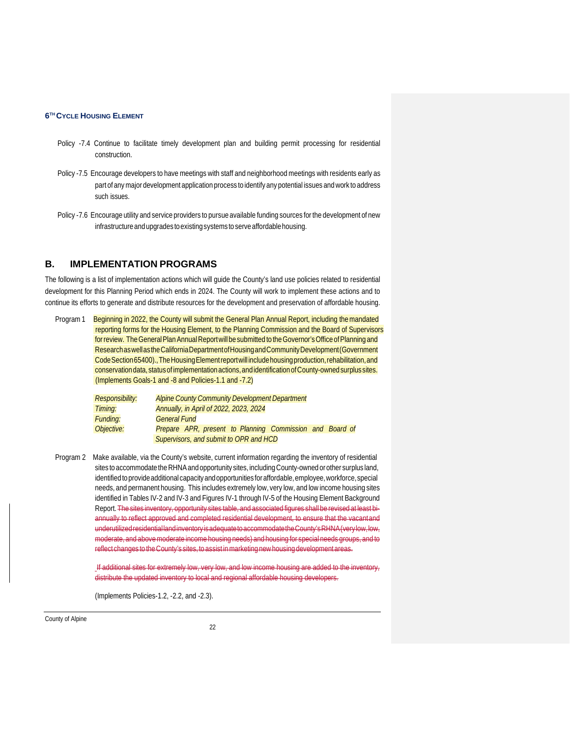Policy -7.4 Continue to facilitate timely development plan and building permit processing for residential construction.

Policy -7.5 Encourage developers to have meetings with staff and neighborhood meetings with residents early as part of any major development application process to identify any potential issues and work to address such issues.

Policy -7.6 Encourage utility and service providers to pursue available funding sources for the development of new infrastructure and upgrades to existing systems to serve affordable housing.

## B. IMPLEMENTATION PROGRAMS

The following is a list of implementation actions which will guide the County's land use policies related to residential development for this Planning Period which ends in 2024. The County will work to implement these actions and to continue its efforts to generate and distribute resources for the development and preservation of affordable housing.

Program 1 Beginning in 2022, the County will submit the General Plan Annual Report, including the mandated reporting forms for the Housing Element, to the Planning Commission and the Board of Supervisors for review. The General Plan Annual Report will be submitted to the Governor's Office of Planning and Research as well as the California Department of Housing and Community Development (Government Code Section 65400)., The Housing Element report will include housing production, rehabilitation, and conservation data, status of implementation actions, and identification of County-owned surplus sites. (Implements Goals-1 and -8 and Policies-1.1 and -7.2)

*Responsibility:* *Alpine County Community Development Department*
*Timing:* *Annually, in April of 2022, 2023, 2024*
*Funding:* *General Fund*
*Objective:* *Prepare APR, present to Planning Commission and Board of Supervisors, and submit to OPR and HCD*

Program 2 Make available, via the County's website, current information regarding the inventory of residential sites to accommodate the RHNA and opportunity sites, including County-owned or other surplus land, identified to provide additional capacity and opportunities for affordable, employee, workforce, special needs, and permanent housing. This includes extremely low, very low, and low income housing sites identified in Tables IV-2 and IV-3 and Figures IV-1 through IV-5 of the Housing Element Background Report. ~~The sites inventory, opportunity sites table, and associated figures shall be revised at least bi-annually to reflect approved and completed residential development, to ensure that the vacant and underutilized residential land inventory is adequate to accommodate the County's RHNA (very low, low, moderate, and above moderate income housing needs) and housing for special needs groups, and to reflect changes to the County's sites, to assist in marketing new housing development areas.~~

~~If additional sites for extremely low, very low, and low income housing are added to the inventory, distribute the updated inventory to local and regional affordable housing developers.~~

(Implements Policies-1.2, -2.2, and -2.3).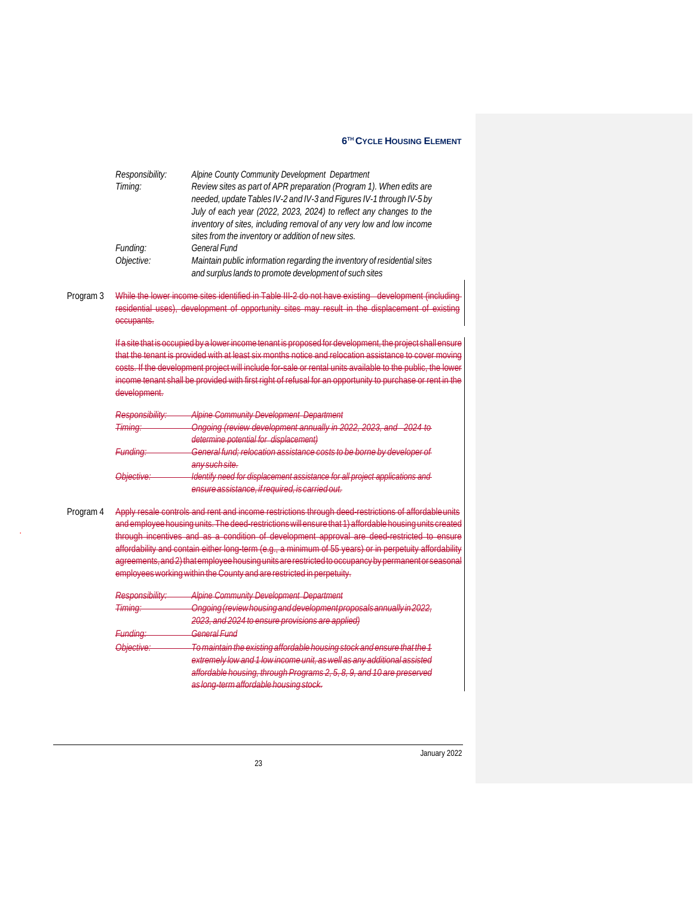*Responsibility:* Alpine County Community Development Department

*Timing:* Review sites as part of APR preparation (Program 1). When edits are needed, update Tables IV-2 and IV-3 and Figures IV-1 through IV-5 by July of each year (2022, 2023, 2024) to reflect any changes to the inventory of sites, including removal of any very low and low income sites from the inventory or addition of new sites.

*Funding:* General Fund

*Objective:* Maintain public information regarding the inventory of residential sites and surplus lands to promote development of such sites

Program 3 ~~While the lower income sites identified in Table III-2 do not have existing development (including residential uses), development of opportunity sites may result in the displacement of existing occupants.~~

~~If a site that is occupied by a lower income tenant is proposed for development, the project shall ensure that the tenant is provided with at least six months notice and relocation assistance to cover moving costs. If the development project will include for-sale or rental units available to the public, the lower income tenant shall be provided with first right of refusal for an opportunity to purchase or rent in the development.~~

~~*Responsibility:* Alpine Community Development Department~~

~~*Timing:* Ongoing (review development annually in 2022, 2023, and 2024 to determine potential for displacement)~~

~~*Funding:* General fund; relocation assistance costs to be borne by developer of any such site.~~

~~*Objective:* Identify need for displacement assistance for all project applications and ensure assistance, if required, is carried out.~~

Program 4 ~~Apply resale controls and rent and income restrictions through deed-restrictions of affordable units and employee housing units. The deed-restrictions will ensure that 1) affordable housing units created through incentives and as a condition of development approval are deed-restricted to ensure affordability and contain either long-term (e.g., a minimum of 55 years) or in perpetuity affordability agreements, and 2) that employee housing units are restricted to occupancy by permanent or seasonal employees working within the County and are restricted in perpetuity.~~

~~*Responsibility:* Alpine Community Development Department~~

~~*Timing:* Ongoing (review housing and development proposals annually in 2022, 2023, and 2024 to ensure provisions are applied)~~

~~*Funding:* General Fund~~

~~*Objective:* To maintain the existing affordable housing stock and ensure that the 1 extremely low and 1 low income unit, as well as any additional assisted affordable housing, through Programs 2, 5, 8, 9, and 10 are preserved as long-term affordable housing stock.~~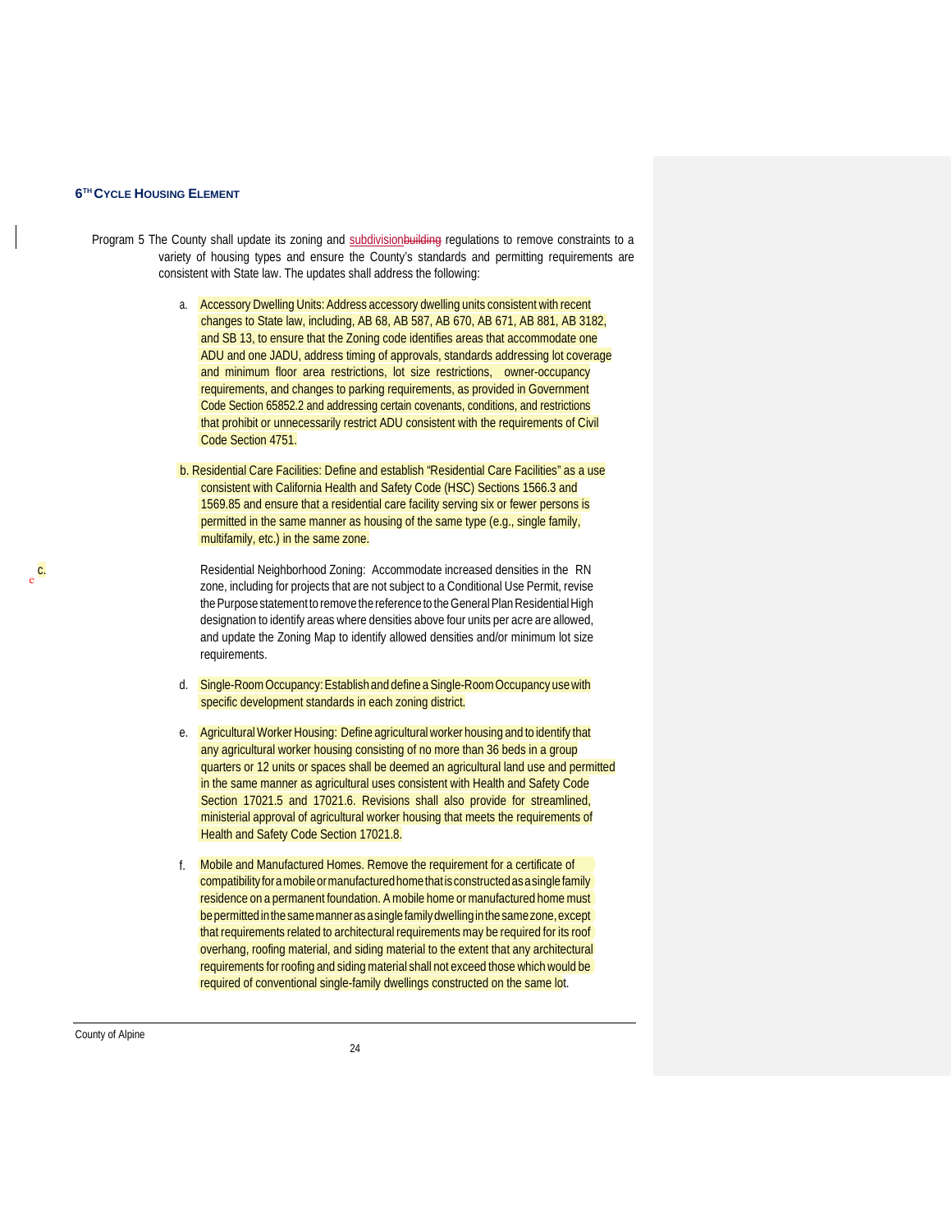Program 5 The County shall update its zoning and subdivision~~building~~ regulations to remove constraints to a variety of housing types and ensure the County's standards and permitting requirements are consistent with State law. The updates shall address the following:

a. Accessory Dwelling Units: Address accessory dwelling units consistent with recent changes to State law, including, AB 68, AB 587, AB 670, AB 671, AB 881, AB 3182, and SB 13, to ensure that the Zoning code identifies areas that accommodate one ADU and one JADU, address timing of approvals, standards addressing lot coverage and minimum floor area restrictions, lot size restrictions, owner-occupancy requirements, and changes to parking requirements, as provided in Government Code Section 65852.2 and addressing certain covenants, conditions, and restrictions that prohibit or unnecessarily restrict ADU consistent with the requirements of Civil Code Section 4751.

b. Residential Care Facilities: Define and establish "Residential Care Facilities" as a use consistent with California Health and Safety Code (HSC) Sections 1566.3 and 1569.85 and ensure that a residential care facility serving six or fewer persons is permitted in the same manner as housing of the same type (e.g., single family, multifamily, etc.) in the same zone.

c. Residential Neighborhood Zoning: Accommodate increased densities in the RN zone, including for projects that are not subject to a Conditional Use Permit, revise the Purpose statement to remove the reference to the General Plan Residential High designation to identify areas where densities above four units per acre are allowed, and update the Zoning Map to identify allowed densities and/or minimum lot size requirements.

d. Single-Room Occupancy: Establish and define a Single-Room Occupancy use with specific development standards in each zoning district.

e. Agricultural Worker Housing: Define agricultural worker housing and to identify that any agricultural worker housing consisting of no more than 36 beds in a group quarters or 12 units or spaces shall be deemed an agricultural land use and permitted in the same manner as agricultural uses consistent with Health and Safety Code Section 17021.5 and 17021.6. Revisions shall also provide for streamlined, ministerial approval of agricultural worker housing that meets the requirements of Health and Safety Code Section 17021.8.

f. Mobile and Manufactured Homes. Remove the requirement for a certificate of compatibility for a mobile or manufactured home that is constructed as a single family residence on a permanent foundation. A mobile home or manufactured home must be permitted in the same manner as a single family dwelling in the same zone, except that requirements related to architectural requirements may be required for its roof overhang, roofing material, and siding material to the extent that any architectural requirements for roofing and siding material shall not exceed those which would be required of conventional single-family dwellings constructed on the same lot.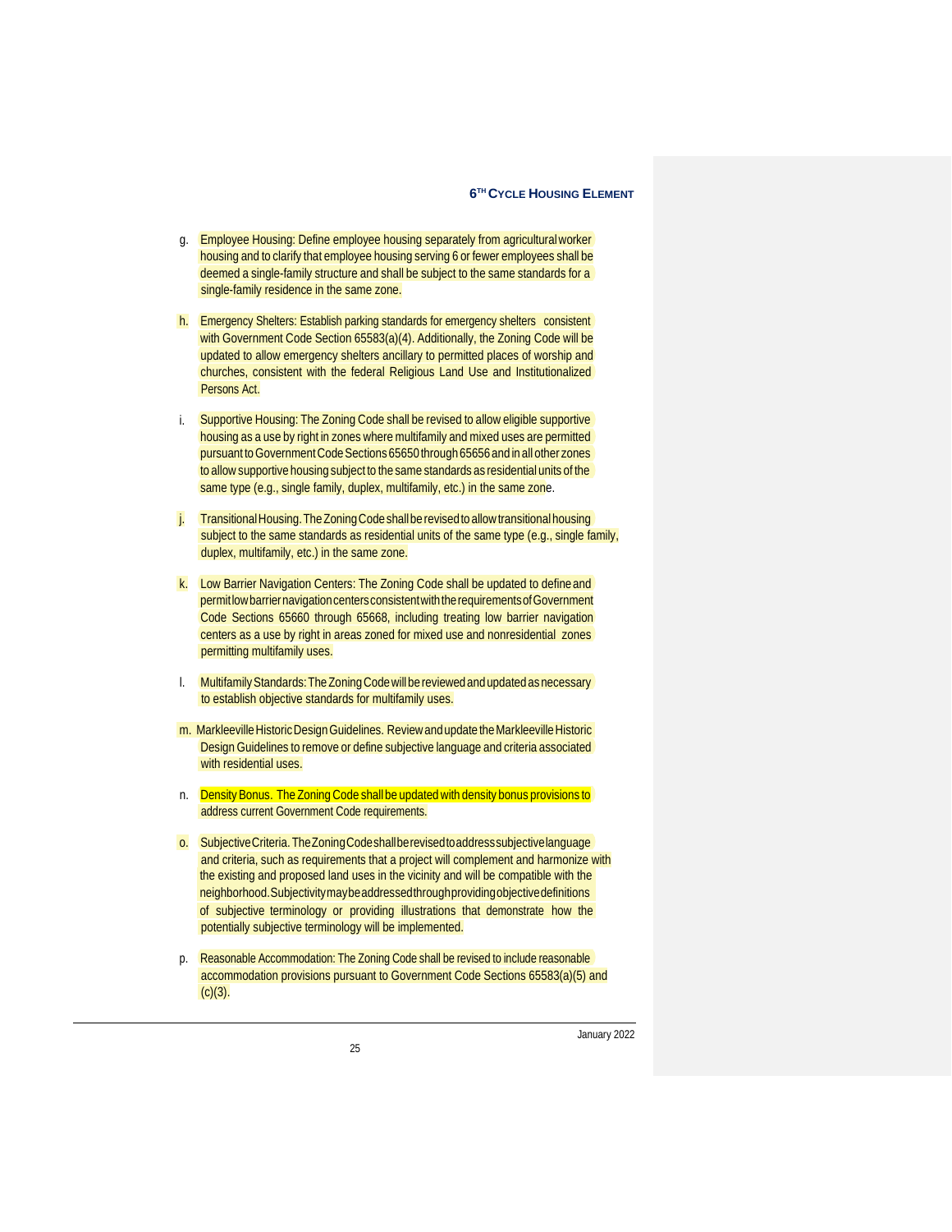g. Employee Housing: Define employee housing separately from agricultural worker housing and to clarify that employee housing serving 6 or fewer employees shall be deemed a single-family structure and shall be subject to the same standards for a single-family residence in the same zone.

h. Emergency Shelters: Establish parking standards for emergency shelters consistent with Government Code Section 65583(a)(4). Additionally, the Zoning Code will be updated to allow emergency shelters ancillary to permitted places of worship and churches, consistent with the federal Religious Land Use and Institutionalized Persons Act.

i. Supportive Housing: The Zoning Code shall be revised to allow eligible supportive housing as a use by right in zones where multifamily and mixed uses are permitted pursuant to Government Code Sections 65650 through 65656 and in all other zones to allow supportive housing subject to the same standards as residential units of the same type (e.g., single family, duplex, multifamily, etc.) in the same zone.

j. Transitional Housing. The Zoning Code shall be revised to allow transitional housing subject to the same standards as residential units of the same type (e.g., single family, duplex, multifamily, etc.) in the same zone.

k. Low Barrier Navigation Centers: The Zoning Code shall be updated to define and permit low barrier navigation centers consistent with the requirements of Government Code Sections 65660 through 65668, including treating low barrier navigation centers as a use by right in areas zoned for mixed use and nonresidential zones permitting multifamily uses.

l. Multifamily Standards: The Zoning Code will be reviewed and updated as necessary to establish objective standards for multifamily uses.

m. Markleeville Historic Design Guidelines. Review and update the Markleeville Historic Design Guidelines to remove or define subjective language and criteria associated with residential uses.

n. Density Bonus. The Zoning Code shall be updated with density bonus provisions to address current Government Code requirements.

o. Subjective Criteria. The Zoning Code shall be revised to address subjective language and criteria, such as requirements that a project will complement and harmonize with the existing and proposed land uses in the vicinity and will be compatible with the neighborhood. Subjectivity may be addressed through providing objective definitions of subjective terminology or providing illustrations that demonstrate how the potentially subjective terminology will be implemented.

p. Reasonable Accommodation: The Zoning Code shall be revised to include reasonable accommodation provisions pursuant to Government Code Sections 65583(a)(5) and (c)(3).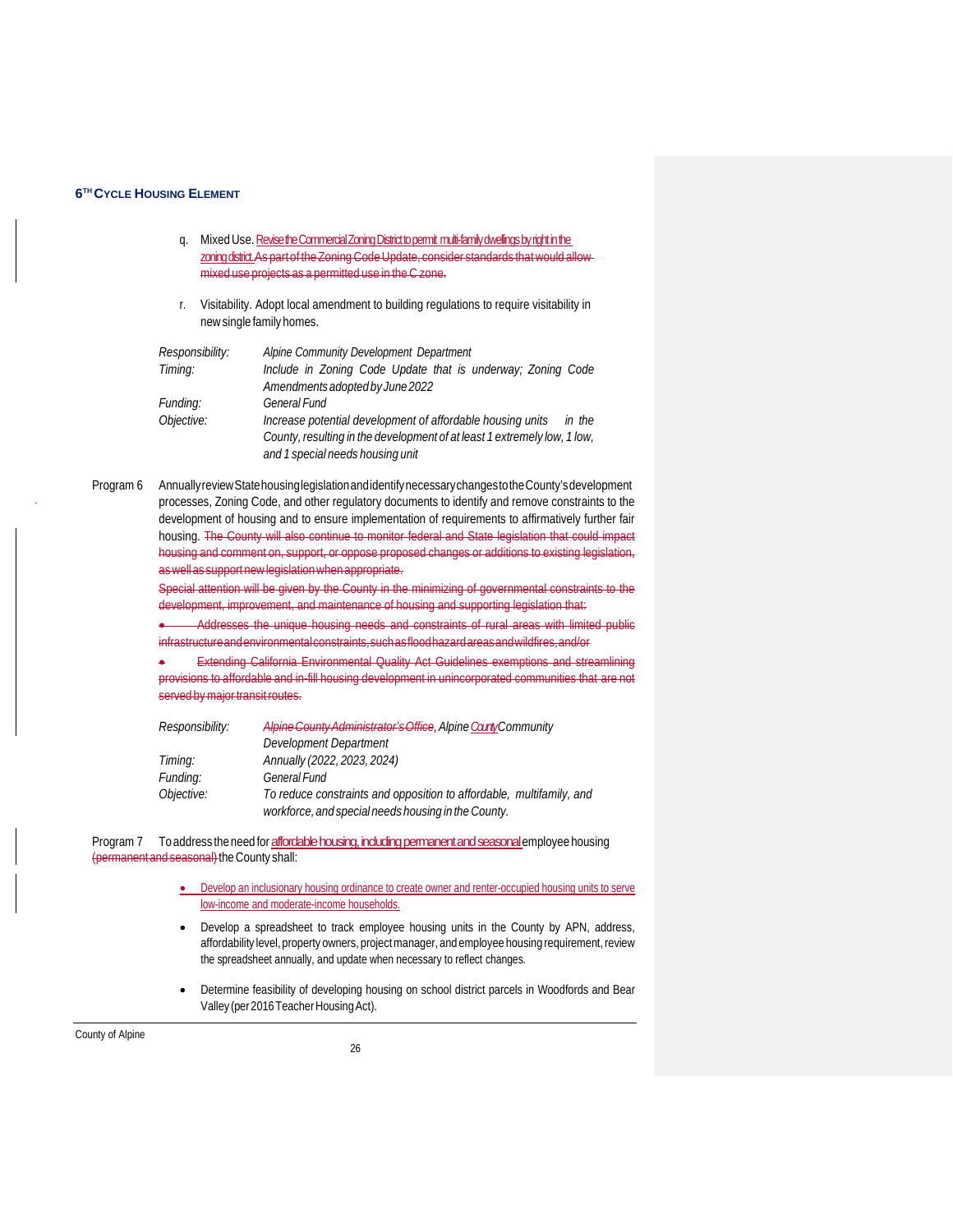q. Mixed Use. Revise the Commercial Zoning District to permit multi-family dwellings by right in the zoning district. ~~As part of the Zoning Code Update, consider standards that would allow mixed use projects as a permitted use in the C zone.~~

r. Visitability. Adopt local amendment to building regulations to require visitability in new single family homes.

| | |
|---|---|
| *Responsibility:* | *Alpine Community Development Department* |
| *Timing:* | *Include in Zoning Code Update that is underway; Zoning Code Amendments adopted by June 2022* |
| *Funding:* | *General Fund* |
| *Objective:* | *Increase potential development of affordable housing units in the County, resulting in the development of at least 1 extremely low, 1 low, and 1 special needs housing unit* |

Program 6 Annually review State housing legislation and identify necessary changes to the County's development processes, Zoning Code, and other regulatory documents to identify and remove constraints to the development of housing and to ensure implementation of requirements to affirmatively further fair housing. ~~The County will also continue to monitor federal and State legislation that could impact housing and comment on, support, or oppose proposed changes or additions to existing legislation, as well as support new legislation when appropriate.~~

~~Special attention will be given by the County in the minimizing of governmental constraints to the development, improvement, and maintenance of housing and supporting legislation that:~~

- ~~Addresses the unique housing needs and constraints of rural areas with limited public infrastructure and environmental constraints, such as flood hazard areas and wildfires, and/or~~
- ~~Extending California Environmental Quality Act Guidelines exemptions and streamlining provisions to affordable and in-fill housing development in unincorporated communities that are not served by major transit routes.~~

| | |
|---|---|
| *Responsibility:* | *~~Alpine County Administrator's Office~~, Alpine County Community Development Department* |
| *Timing:* | *Annually (2022, 2023, 2024)* |
| *Funding:* | *General Fund* |
| *Objective:* | *To reduce constraints and opposition to affordable, multifamily, and workforce, and special needs housing in the County.* |

Program 7 To address the need for affordable housing, including permanent and seasonal employee housing ~~(permanent and seasonal)~~ the County shall:

- Develop an inclusionary housing ordinance to create owner and renter-occupied housing units to serve low-income and moderate-income households.
- Develop a spreadsheet to track employee housing units in the County by APN, address, affordability level, property owners, project manager, and employee housing requirement, review the spreadsheet annually, and update when necessary to reflect changes.
- Determine feasibility of developing housing on school district parcels in Woodfords and Bear Valley (per 2016 Teacher Housing Act).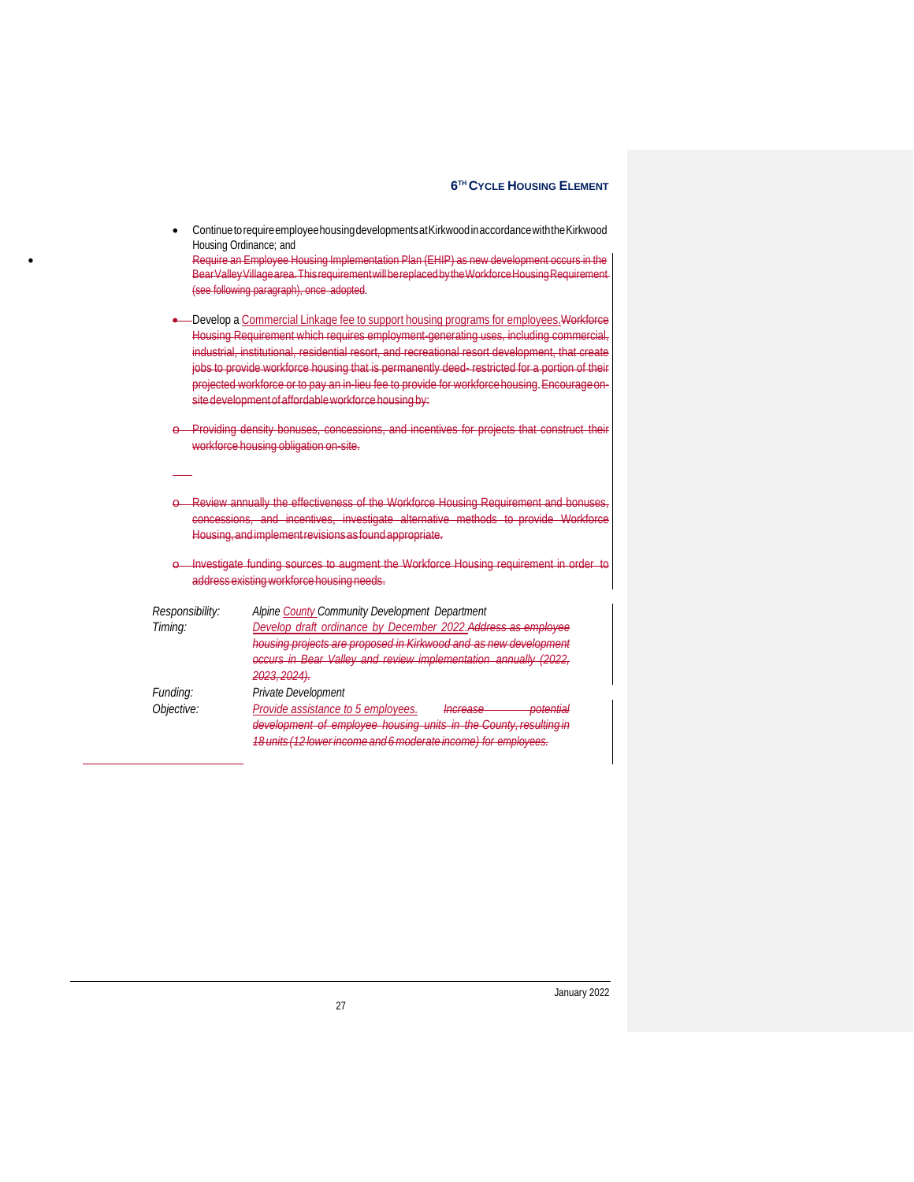- Continue to require employee housing developments at Kirkwood in accordance with the Kirkwood Housing Ordinance; and

  ~~Require an Employee Housing Implementation Plan (EHIP) as new development occurs in the Bear Valley Village area. This requirement will be replaced by the Workforce Housing Requirement (see following paragraph), once adopted.~~

- Develop a Commercial Linkage fee to support housing programs for employees.~~Workforce Housing Requirement which requires employment-generating uses, including commercial, industrial, institutional, residential resort, and recreational resort development, that create jobs to provide workforce housing that is permanently deed- restricted for a portion of their projected workforce or to pay an in-lieu fee to provide for workforce housing. Encourage on-site development of affordable workforce housing by:~~

  - ~~Providing density bonuses, concessions, and incentives for projects that construct their workforce housing obligation on-site.~~

  - ~~Review annually the effectiveness of the Workforce Housing Requirement and bonuses, concessions, and incentives, investigate alternative methods to provide Workforce Housing, and implement revisions as found appropriate.~~

  - ~~Investigate funding sources to augment the Workforce Housing requirement in order to address existing workforce housing needs.~~

| | |
|---|---|
| *Responsibility:* | *Alpine County Community Development Department* |
| *Timing:* | *Develop draft ordinance by December 2022.~~Address as employee housing projects are proposed in Kirkwood and as new development occurs in Bear Valley and review implementation annually (2022, 2023, 2024).~~* |
| *Funding:* | *Private Development* |
| *Objective:* | *Provide assistance to 5 employees. ~~Increase potential development of employee housing units in the County, resulting in 18 units (12 lower income and 6 moderate income) for employees.~~* |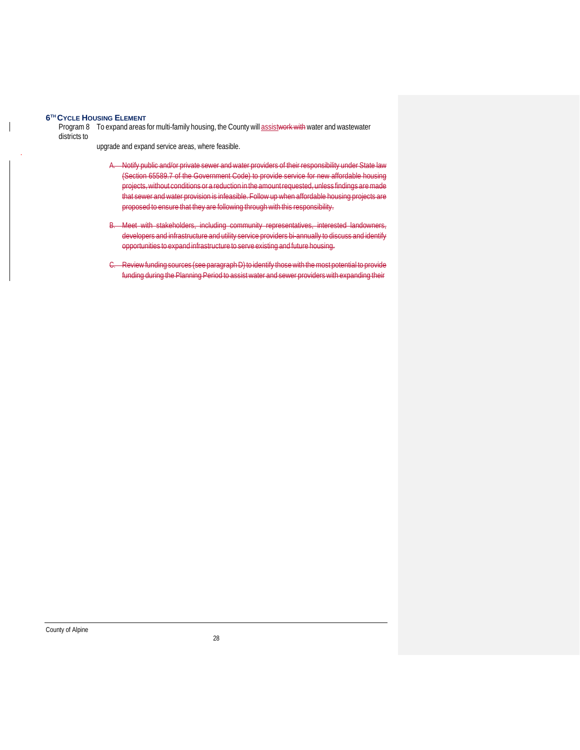Program 8 To expand areas for multi-family housing, the County will <ins>assist</ins>~~work with~~ water and wastewater districts to upgrade and expand service areas, where feasible.

A. ~~Notify public and/or private sewer and water providers of their responsibility under State law (Section 65589.7 of the Government Code) to provide service for new affordable housing projects, without conditions or a reduction in the amount requested, unless findings are made that sewer and water provision is infeasible. Follow up when affordable housing projects are proposed to ensure that they are following through with this responsibility.~~

B. ~~Meet with stakeholders, including community representatives, interested landowners, developers and infrastructure and utility service providers bi-annually to discuss and identify opportunities to expand infrastructure to serve existing and future housing.~~

C. ~~Review funding sources (see paragraph D) to identify those with the most potential to provide funding during the Planning Period to assist water and sewer providers with expanding their~~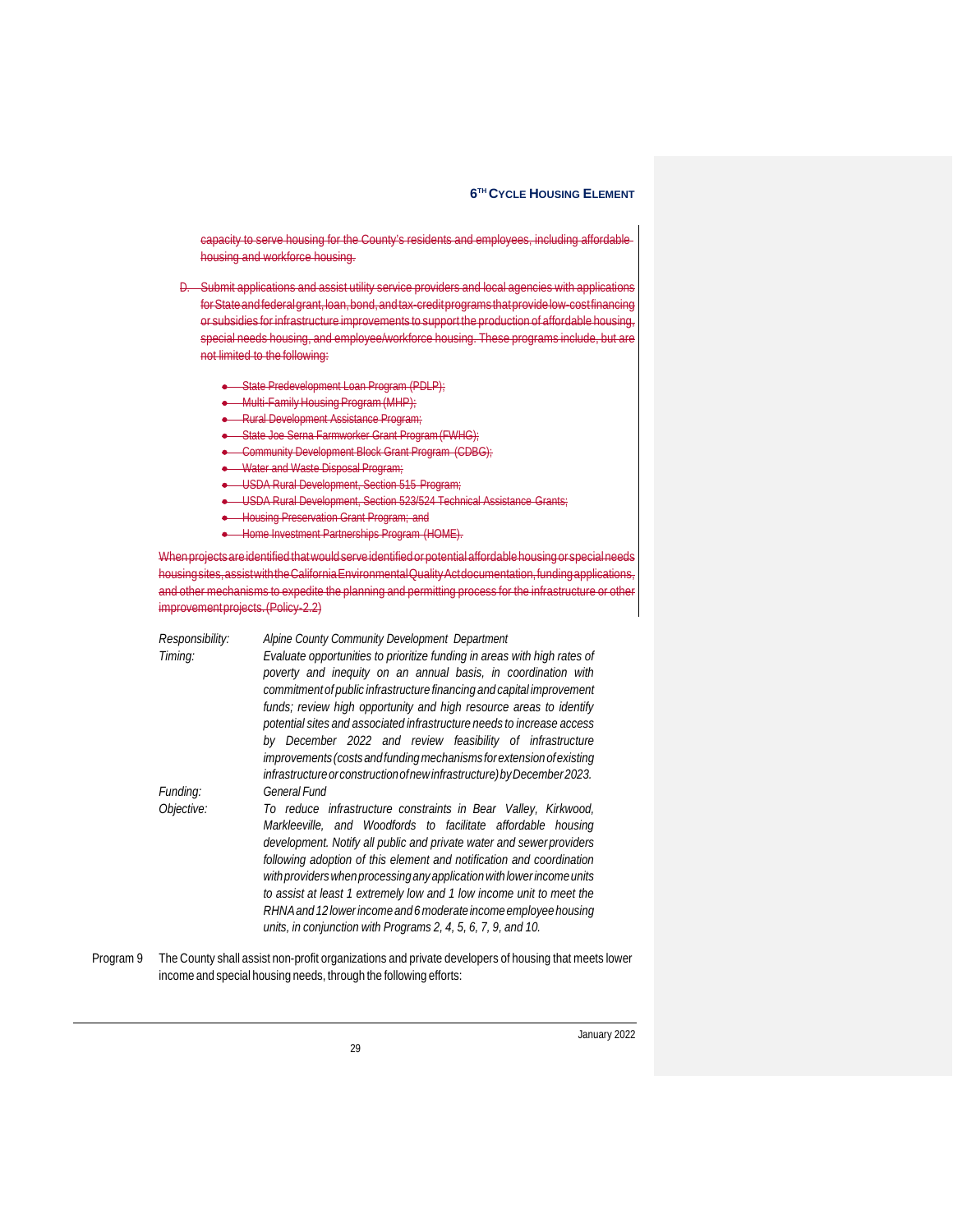~~capacity to serve housing for the County's residents and employees, including affordable housing and workforce housing.~~

~~D. Submit applications and assist utility service providers and local agencies with applications for State and federal grant, loan, bond, and tax-credit programs that provide low-cost financing or subsidies for infrastructure improvements to support the production of affordable housing, special needs housing, and employee/workforce housing. These programs include, but are not limited to the following:~~

- ~~State Predevelopment Loan Program (PDLP);~~
- ~~Multi-Family Housing Program (MHP);~~
- ~~Rural Development Assistance Program;~~
- ~~State Joe Serna Farmworker Grant Program (FWHG);~~
- ~~Community Development Block Grant Program (CDBG);~~
- ~~Water and Waste Disposal Program;~~
- ~~USDA Rural Development, Section 515 Program;~~
- ~~USDA Rural Development, Section 523/524 Technical Assistance Grants;~~
- ~~Housing Preservation Grant Program; and~~
- ~~Home Investment Partnerships Program (HOME).~~

~~When projects are identified that would serve identified or potential affordable housing or special needs housing sites, assist with the California Environmental Quality Act documentation, funding applications, and other mechanisms to expedite the planning and permitting process for the infrastructure or other improvement projects. (Policy 2.2)~~

| | |
|---|---|
| *Responsibility:* | *Alpine County Community Development Department* |
| *Timing:* | *Evaluate opportunities to prioritize funding in areas with high rates of poverty and inequity on an annual basis, in coordination with commitment of public infrastructure financing and capital improvement funds; review high opportunity and high resource areas to identify potential sites and associated infrastructure needs to increase access by December 2022 and review feasibility of infrastructure improvements (costs and funding mechanisms for extension of existing infrastructure or construction of new infrastructure) by December 2023.* |
| *Funding:* | *General Fund* |
| *Objective:* | *To reduce infrastructure constraints in Bear Valley, Kirkwood, Markleeville, and Woodfords to facilitate affordable housing development. Notify all public and private water and sewer providers following adoption of this element and notification and coordination with providers when processing any application with lower income units to assist at least 1 extremely low and 1 low income unit to meet the RHNA and 12 lower income and 6 moderate income employee housing units, in conjunction with Programs 2, 4, 5, 6, 7, 9, and 10.* |

Program 9 The County shall assist non-profit organizations and private developers of housing that meets lower income and special housing needs, through the following efforts: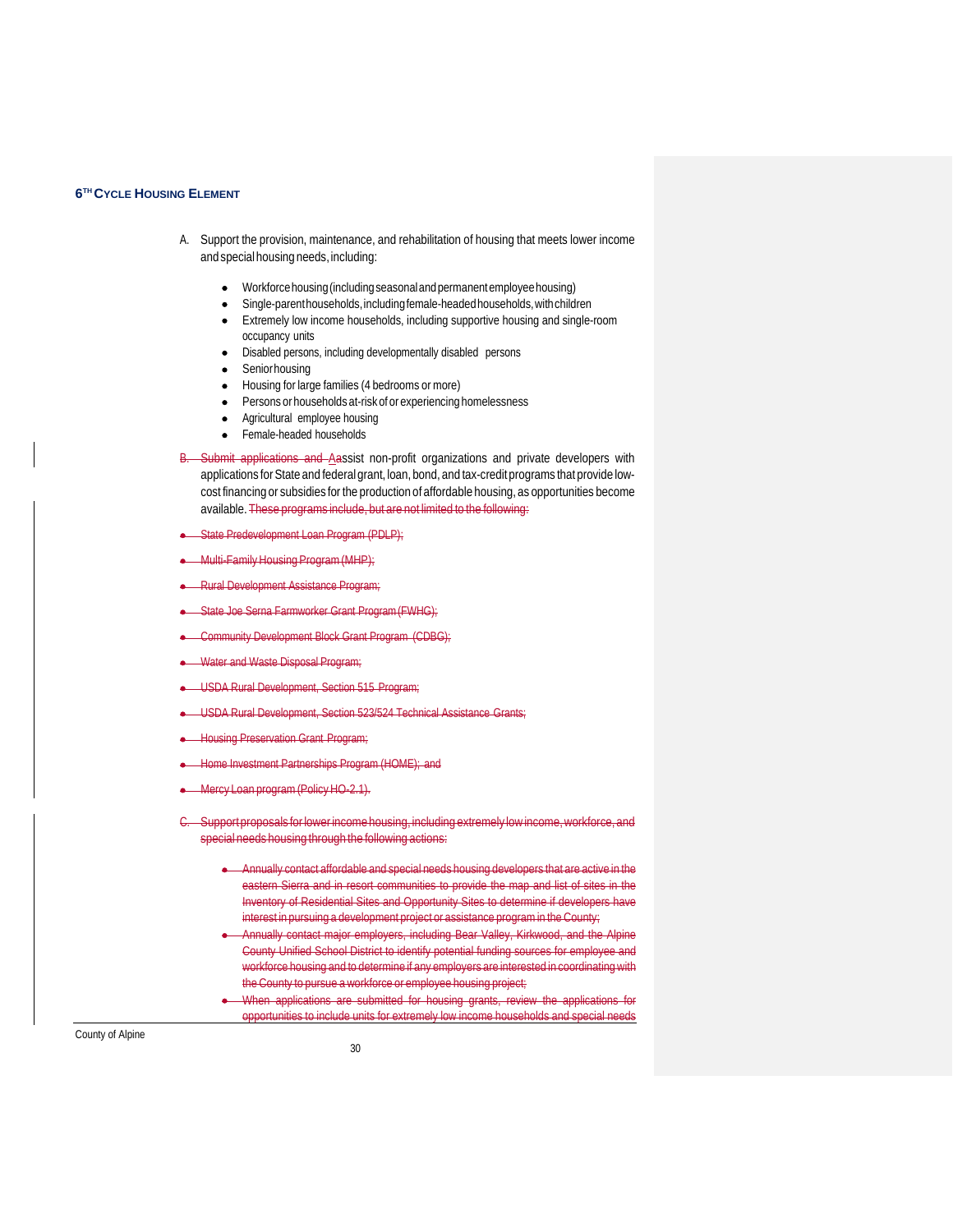A. Support the provision, maintenance, and rehabilitation of housing that meets lower income and special housing needs, including:

- Workforce housing (including seasonal and permanent employee housing)
- Single-parent households, including female-headed households, with children
- Extremely low income households, including supportive housing and single-room occupancy units
- Disabled persons, including developmentally disabled persons
- Senior housing
- Housing for large families (4 bedrooms or more)
- Persons or households at-risk of or experiencing homelessness
- Agricultural employee housing
- Female-headed households

~~B. Submit applications and A~~assist non-profit organizations and private developers with applications for State and federal grant, loan, bond, and tax-credit programs that provide low-cost financing or subsidies for the production of affordable housing, as opportunities become available. ~~These programs include, but are not limited to the following:~~

- ~~State Predevelopment Loan Program (PDLP);~~
- ~~Multi-Family Housing Program (MHP);~~
- ~~Rural Development Assistance Program;~~
- ~~State Joe Serna Farmworker Grant Program (FWHG);~~
- ~~Community Development Block Grant Program (CDBG);~~
- ~~Water and Waste Disposal Program;~~
- ~~USDA Rural Development, Section 515 Program;~~
- ~~USDA Rural Development, Section 523/524 Technical Assistance Grants;~~
- ~~Housing Preservation Grant Program;~~
- ~~Home Investment Partnerships Program (HOME); and~~
- ~~Mercy Loan program (Policy HO-2.1).~~

~~C. Support proposals for lower income housing, including extremely low income, workforce, and special needs housing through the following actions:~~

- ~~Annually contact affordable and special needs housing developers that are active in the eastern Sierra and in resort communities to provide the map and list of sites in the Inventory of Residential Sites and Opportunity Sites to determine if developers have interest in pursuing a development project or assistance program in the County;~~
- ~~Annually contact major employers, including Bear Valley, Kirkwood, and the Alpine County Unified School District to identify potential funding sources for employee and workforce housing and to determine if any employers are interested in coordinating with the County to pursue a workforce or employee housing project;~~
- ~~When applications are submitted for housing grants, review the applications for opportunities to include units for extremely low income households and special needs~~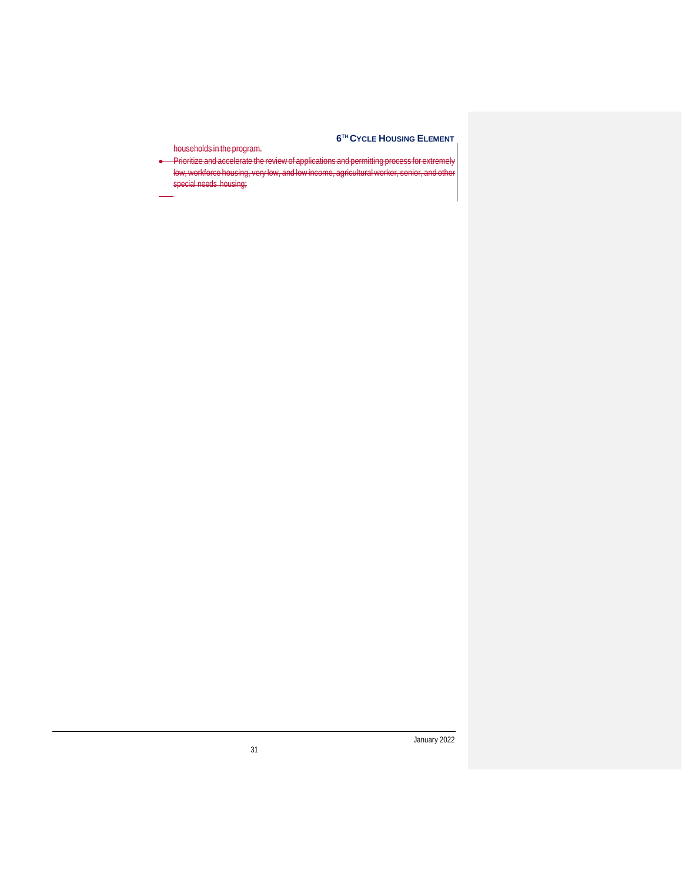households in the program.

- Prioritize and accelerate the review of applications and permitting process for extremely low, workforce housing, very low, and low income, agricultural worker, senior, and other special needs housing;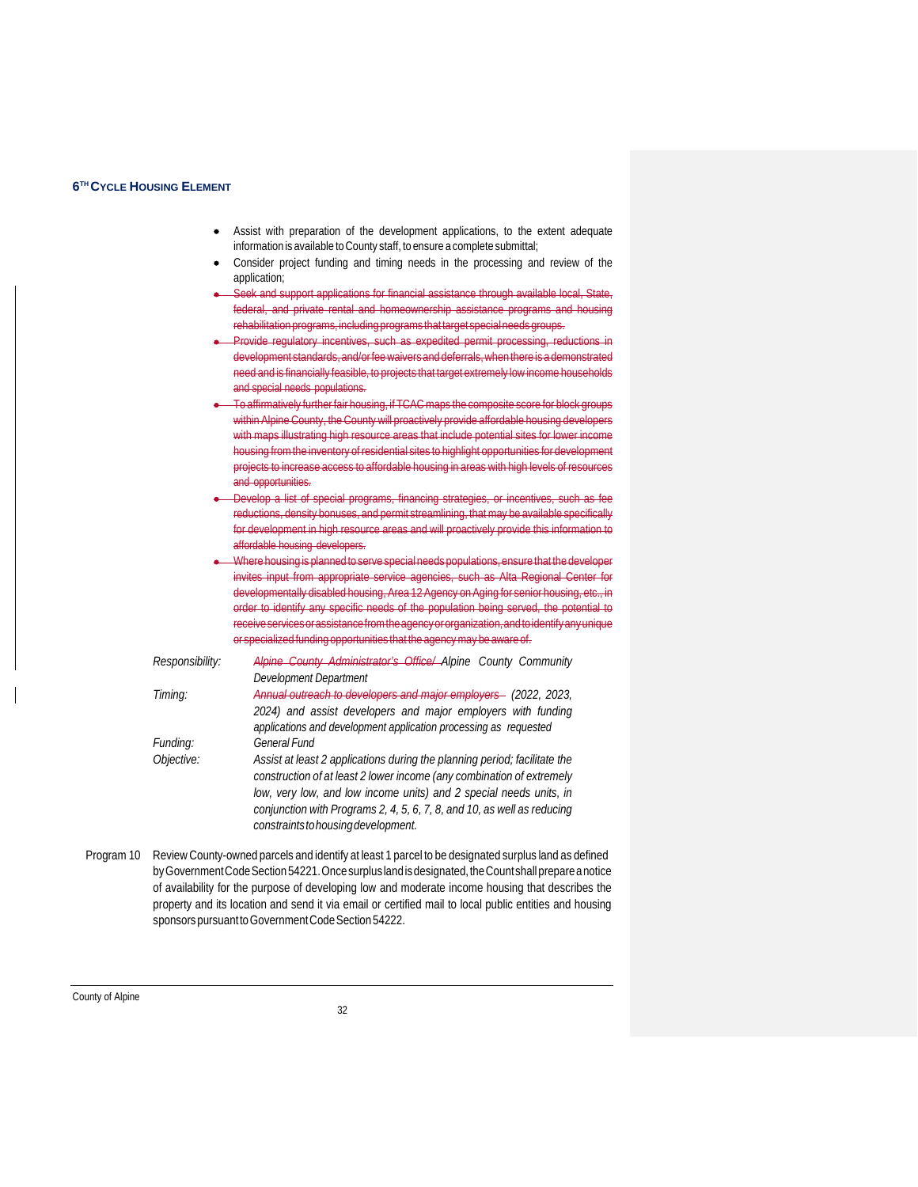- Assist with preparation of the development applications, to the extent adequate information is available to County staff, to ensure a complete submittal;
- Consider project funding and timing needs in the processing and review of the application;
- ~~Seek and support applications for financial assistance through available local, State, federal, and private rental and homeownership assistance programs and housing rehabilitation programs, including programs that target special needs groups.~~
- ~~Provide regulatory incentives, such as expedited permit processing, reductions in development standards, and/or fee waivers and deferrals, when there is a demonstrated need and is financially feasible, to projects that target extremely low income households and special needs populations.~~
- ~~To affirmatively further fair housing, if TCAC maps the composite score for block groups within Alpine County, the County will proactively provide affordable housing developers with maps illustrating high resource areas that include potential sites for lower income housing from the inventory of residential sites to highlight opportunities for development projects to increase access to affordable housing in areas with high levels of resources and opportunities.~~
- ~~Develop a list of special programs, financing strategies, or incentives, such as fee reductions, density bonuses, and permit streamlining, that may be available specifically for development in high resource areas and will proactively provide this information to affordable housing developers.~~
- ~~Where housing is planned to serve special needs populations, ensure that the developer invites input from appropriate service agencies, such as Alta Regional Center for developmentally disabled housing, Area 12 Agency on Aging for senior housing, etc., in order to identify any specific needs of the population being served, the potential to receive services or assistance from the agency or organization, and to identify any unique or specialized funding opportunities that the agency may be aware of.~~

| | |
|---|---|
| *Responsibility:* | *~~Alpine County Administrator's Office/~~ Alpine County Community Development Department* |
| *Timing:* | *~~Annual outreach to developers and major employers~~ (2022, 2023, 2024) and assist developers and major employers with funding applications and development application processing as requested* |
| *Funding:* | *General Fund* |
| *Objective:* | *Assist at least 2 applications during the planning period; facilitate the construction of at least 2 lower income (any combination of extremely low, very low, and low income units) and 2 special needs units, in conjunction with Programs 2, 4, 5, 6, 7, 8, and 10, as well as reducing constraints to housing development.* |

Program 10 Review County-owned parcels and identify at least 1 parcel to be designated surplus land as defined by Government Code Section 54221. Once surplus land is designated, the Count shall prepare a notice of availability for the purpose of developing low and moderate income housing that describes the property and its location and send it via email or certified mail to local public entities and housing sponsors pursuant to Government Code Section 54222.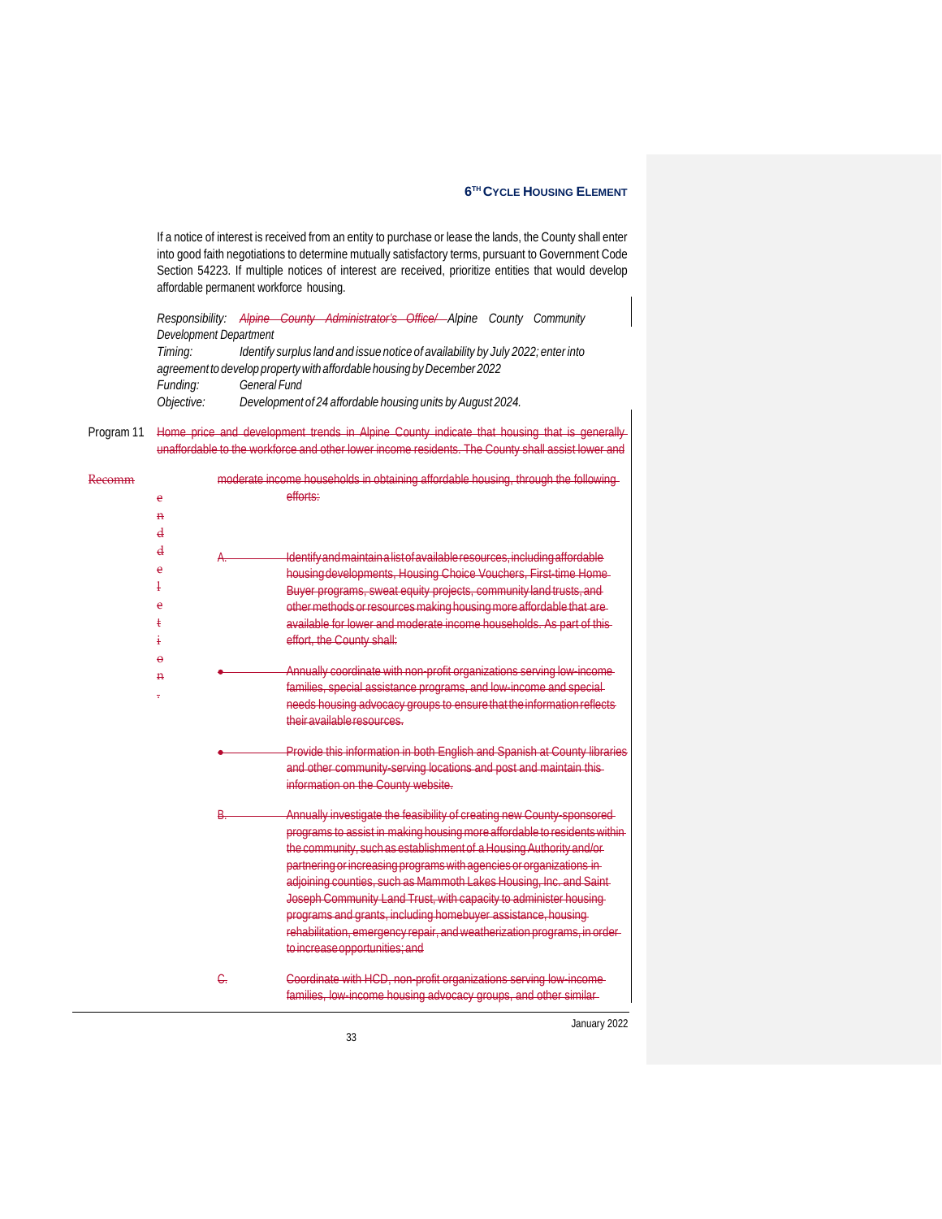If a notice of interest is received from an entity to purchase or lease the lands, the County shall enter into good faith negotiations to determine mutually satisfactory terms, pursuant to Government Code Section 54223. If multiple notices of interest are received, prioritize entities that would develop affordable permanent workforce housing.

*Responsibility:* ~~*Alpine County Administrator's Office/*~~ *Alpine County Community Development Department*
*Timing:* *Identify surplus land and issue notice of availability by July 2022; enter into agreement to develop property with affordable housing by December 2022*
*Funding:* *General Fund*
*Objective:* *Development of 24 affordable housing units by August 2024.*

Program 11 ~~Home price and development trends in Alpine County indicate that housing that is generally unaffordable to the workforce and other lower income residents. The County shall assist lower and moderate income households in obtaining affordable housing, through the following efforts:~~

~~Recommended deletion.~~

~~A. Identify and maintain a list of available resources, including affordable housing developments, Housing Choice Vouchers, First-time Home Buyer programs, sweat equity projects, community land trusts, and other methods or resources making housing more affordable that are available for lower and moderate income households. As part of this effort, the County shall:~~

- ~~Annually coordinate with non-profit organizations serving low-income families, special assistance programs, and low-income and special needs housing advocacy groups to ensure that the information reflects their available resources.~~
- ~~Provide this information in both English and Spanish at County libraries and other community-serving locations and post and maintain this information on the County website.~~

~~B. Annually investigate the feasibility of creating new County-sponsored programs to assist in making housing more affordable to residents within the community, such as establishment of a Housing Authority and/or partnering or increasing programs with agencies or organizations in adjoining counties, such as Mammoth Lakes Housing, Inc. and Saint Joseph Community Land Trust, with capacity to administer housing programs and grants, including homebuyer assistance, housing rehabilitation, emergency repair, and weatherization programs, in order to increase opportunities; and~~

~~C. Coordinate with HCD, non-profit organizations serving low-income families, low-income housing advocacy groups, and other similar~~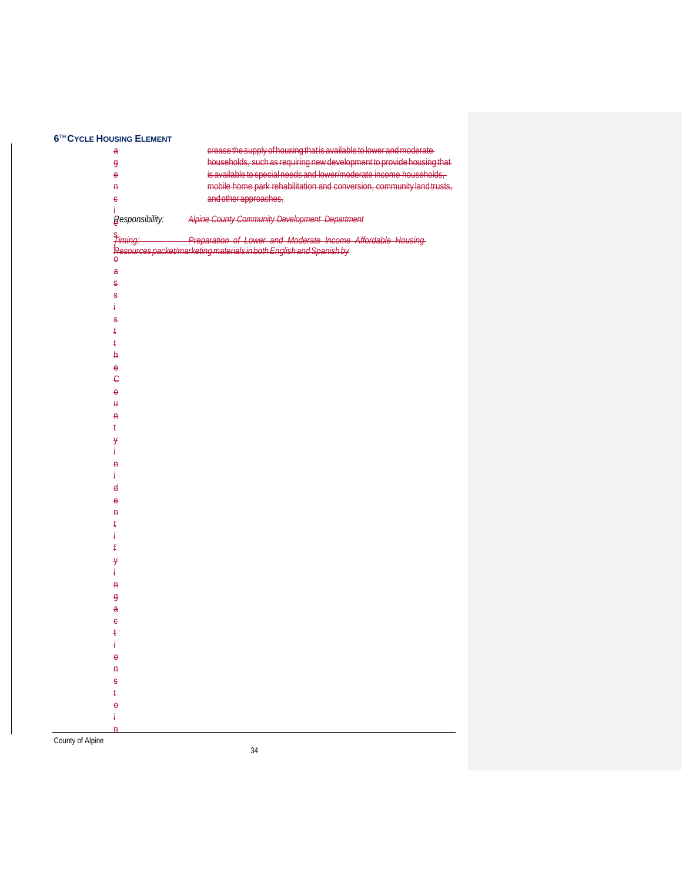crease the supply of housing that is available to lower and moderate households, such as requiring new development to provide housing that is available to special needs and lower/moderate income households, mobile home park rehabilitation and conversion, community land trusts, and other approaches.

agencies to assist the County in identifying actions to in

*Responsibility:* *Alpine County Community Development Department*

*Timing:* *Preparation of Lower and Moderate Income Affordable Housing Resources packet/marketing materials in both English and Spanish by*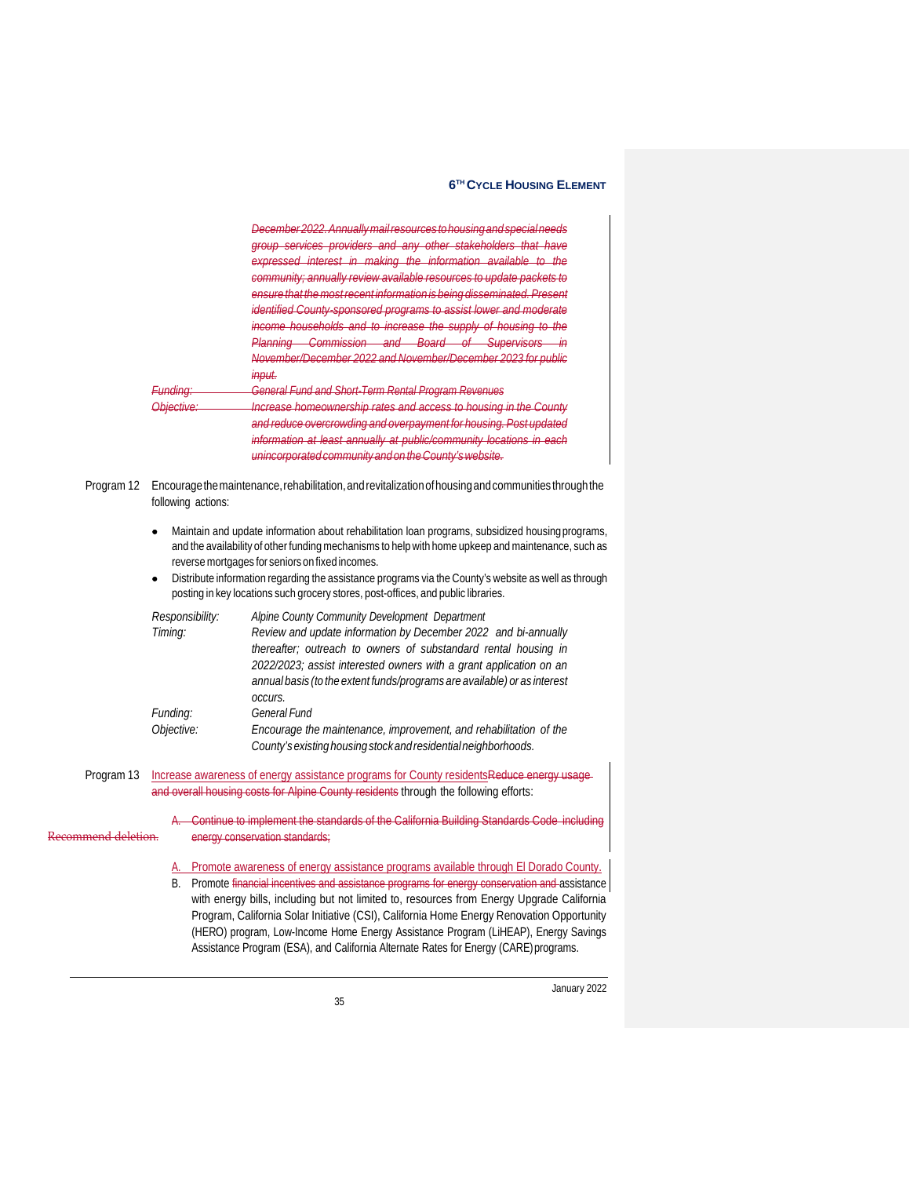~~December 2022. Annually mail resources to housing and special needs group services providers and any other stakeholders that have expressed interest in making the information available to the community; annually review available resources to update packets to ensure that the most recent information is being disseminated. Present identified County-sponsored programs to assist lower and moderate income households and to increase the supply of housing to the Planning Commission and Board of Supervisors in November/December 2022 and November/December 2023 for public input.~~

~~*Funding:* General Fund and Short-Term Rental Program Revenues~~

~~*Objective:* Increase homeownership rates and access to housing in the County and reduce overcrowding and overpayment for housing. Post updated information at least annually at public/community locations in each unincorporated community and on the County's website.~~

Program 12 Encourage the maintenance, rehabilitation, and revitalization of housing and communities through the following actions:

- Maintain and update information about rehabilitation loan programs, subsidized housing programs, and the availability of other funding mechanisms to help with home upkeep and maintenance, such as reverse mortgages for seniors on fixed incomes.
- Distribute information regarding the assistance programs via the County's website as well as through posting in key locations such grocery stores, post-offices, and public libraries.

*Responsibility:* Alpine County Community Development Department

*Timing:* Review and update information by December 2022 and bi-annually thereafter; outreach to owners of substandard rental housing in 2022/2023; assist interested owners with a grant application on an annual basis (to the extent funds/programs are available) or as interest occurs.

*Funding:* General Fund

*Objective:* Encourage the maintenance, improvement, and rehabilitation of the County's existing housing stock and residential neighborhoods.

Program 13 Increase awareness of energy assistance programs for County residents~~Reduce energy usage and overall housing costs for Alpine County residents~~ through the following efforts:

~~A. Continue to implement the standards of the California Building Standards Code including energy conservation standards;~~

Recommend deletion.

A. Promote awareness of energy assistance programs available through El Dorado County.

B. Promote ~~financial incentives and assistance programs for energy conservation and~~ assistance with energy bills, including but not limited to, resources from Energy Upgrade California Program, California Solar Initiative (CSI), California Home Energy Renovation Opportunity (HERO) program, Low-Income Home Energy Assistance Program (LiHEAP), Energy Savings Assistance Program (ESA), and California Alternate Rates for Energy (CARE) programs.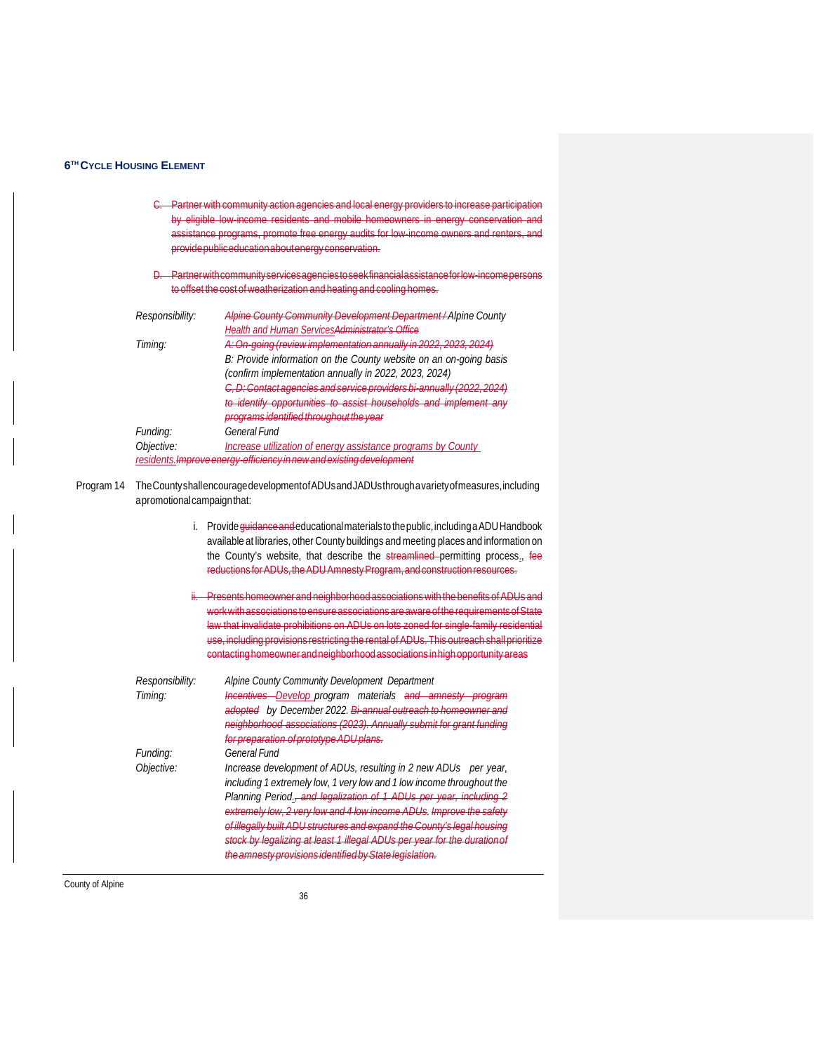C. Partner with community action agencies and local energy providers to increase participation by eligible low-income residents and mobile homeowners in energy conservation and assistance programs, promote free energy audits for low-income owners and renters, and provide public education about energy conservation.

D. Partner with community services agencies to seek financial assistance for low-income persons to offset the cost of weatherization and heating and cooling homes.

*Responsibility:* *Alpine County Community Development Department / Alpine County Health and Human Services Administrator's Office*

*Timing:* *A: On-going (review implementation annually in 2022, 2023, 2024)*
*B: Provide information on the County website on an on-going basis (confirm implementation annually in 2022, 2023, 2024)*
*C, D: Contact agencies and service providers bi-annually (2022, 2024) to identify opportunities to assist households and implement any programs identified throughout the year*

*Funding:* *General Fund*

*Objective:* *Increase utilization of energy assistance programs by County residents. Improve energy-efficiency in new and existing development*

Program 14 The County shall encourage development of ADUs and JADUs through a variety of measures, including a promotional campaign that:

i. Provide guidance and educational materials to the public, including a ADU Handbook available at libraries, other County buildings and meeting places and information on the County's website, that describe the streamlined permitting process., fee reductions for ADUs, the ADU Amnesty Program, and construction resources.

ii. Presents homeowner and neighborhood associations with the benefits of ADUs and work with associations to ensure associations are aware of the requirements of State law that invalidate prohibitions on ADUs on lots zoned for single-family residential use, including provisions restricting the rental of ADUs. This outreach shall prioritize contacting homeowner and neighborhood associations in high opportunity areas

*Responsibility:* *Alpine County Community Development Department*

*Timing:* *Incentives Develop program materials and amnesty program adopted by December 2022. Bi-annual outreach to homeowner and neighborhood associations (2023). Annually submit for grant funding for preparation of prototype ADU plans.*

*Funding:* *General Fund*

*Objective:* *Increase development of ADUs, resulting in 2 new ADUs per year, including 1 extremely low, 1 very low and 1 low income throughout the Planning Period., and legalization of 1 ADUs per year, including 2 extremely low, 2 very low and 4 low income ADUs. Improve the safety of illegally built ADU structures and expand the County's legal housing stock by legalizing at least 1 illegal ADUs per year for the duration of the amnesty provisions identified by State legislation.*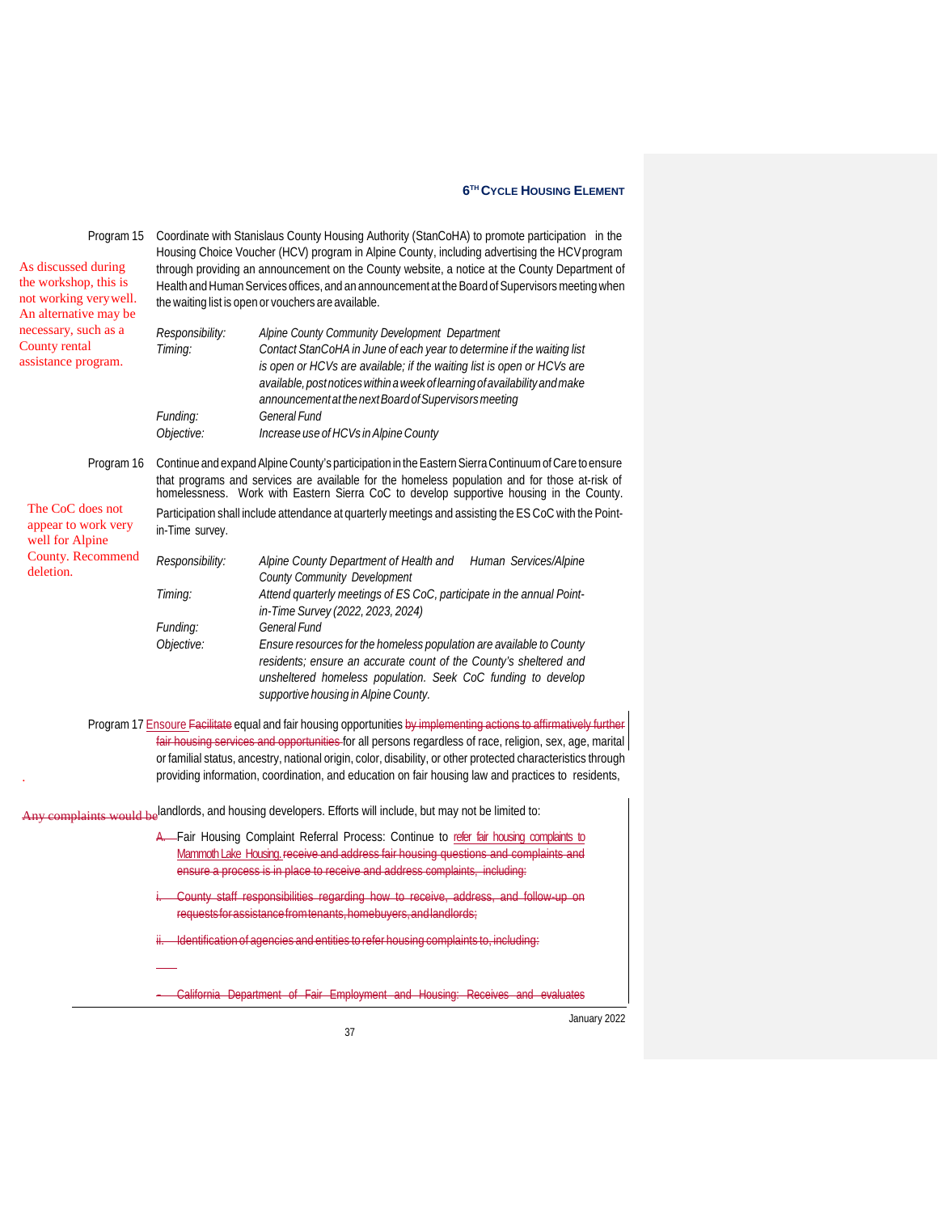Program 15 Coordinate with Stanislaus County Housing Authority (StanCoHA) to promote participation in the Housing Choice Voucher (HCV) program in Alpine County, including advertising the HCV program through providing an announcement on the County website, a notice at the County Department of Health and Human Services offices, and an announcement at the Board of Supervisors meeting when the waiting list is open or vouchers are available.

As discussed during the workshop, this is not working very well. An alternative may be necessary, such as a County rental assistance program.

| | |
|---|---|
| *Responsibility:* | *Alpine County Community Development Department* |
| *Timing:* | *Contact StanCoHA in June of each year to determine if the waiting list is open or HCVs are available; if the waiting list is open or HCVs are available, post notices within a week of learning of availability and make announcement at the next Board of Supervisors meeting* |
| *Funding:* | *General Fund* |
| *Objective:* | *Increase use of HCVs in Alpine County* |

Program 16 Continue and expand Alpine County's participation in the Eastern Sierra Continuum of Care to ensure that programs and services are available for the homeless population and for those at-risk of homelessness. Work with Eastern Sierra CoC to develop supportive housing in the County. Participation shall include attendance at quarterly meetings and assisting the ES CoC with the Point-in-Time survey.

The CoC does not appear to work very well for Alpine County. Recommend deletion.

| | |
|---|---|
| *Responsibility:* | *Alpine County Department of Health and Human Services/Alpine County Community Development* |
| *Timing:* | *Attend quarterly meetings of ES CoC, participate in the annual Point-in-Time Survey (2022, 2023, 2024)* |
| *Funding:* | *General Fund* |
| *Objective:* | *Ensure resources for the homeless population are available to County residents; ensure an accurate count of the County's sheltered and unsheltered homeless population. Seek CoC funding to develop supportive housing in Alpine County.* |

Program 17 Ensoure ~~Facilitate~~ equal and fair housing opportunities ~~by implementing actions to affirmatively further fair housing services and opportunities~~ for all persons regardless of race, religion, sex, age, marital or familial status, ancestry, national origin, color, disability, or other protected characteristics through providing information, coordination, and education on fair housing law and practices to residents, landlords, and housing developers. Efforts will include, but may not be limited to:

~~Any complaints would be~~

A. Fair Housing Complaint Referral Process: Continue to refer fair housing complaints to Mammoth Lake Housing. ~~receive and address fair housing questions and complaints and ensure a process is in place to receive and address complaints, including:~~

~~i. County staff responsibilities regarding how to receive, address, and follow-up on requests for assistance from tenants, homebuyers, and landlords;~~

~~ii. Identification of agencies and entities to refer housing complaints to, including:~~

~~- California Department of Fair Employment and Housing: Receives and evaluates~~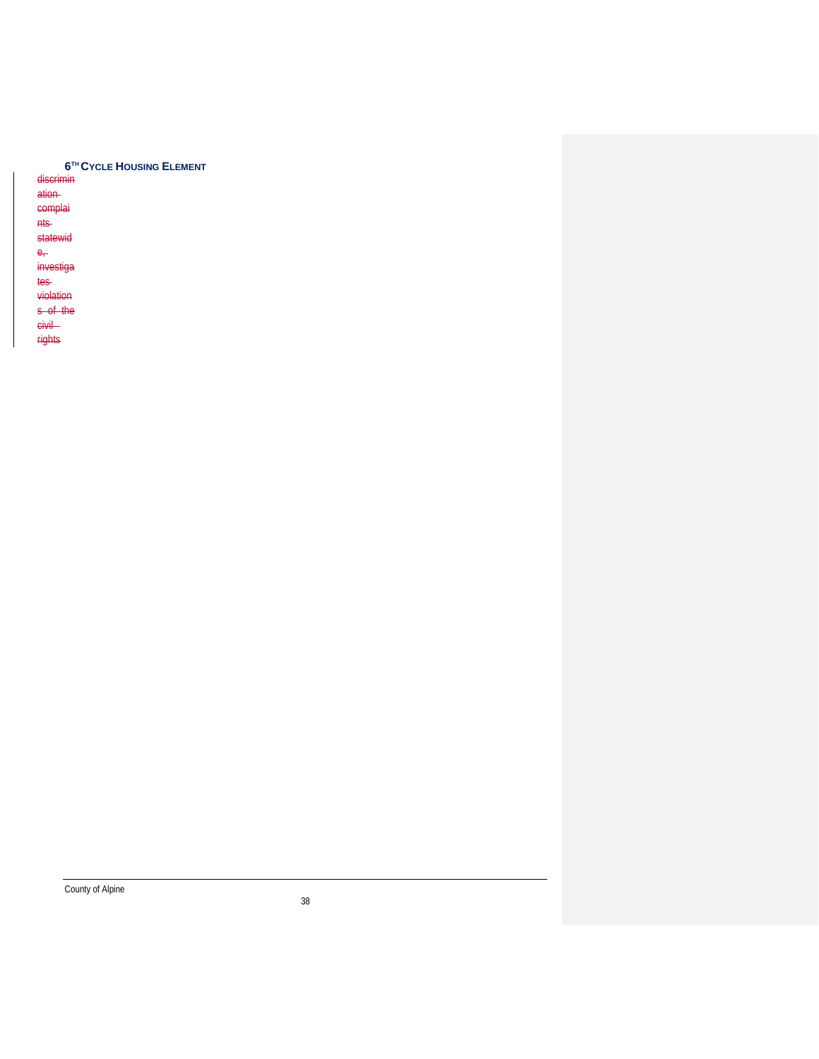~~discrimination complaints statewide, investigates violations of the civil rights~~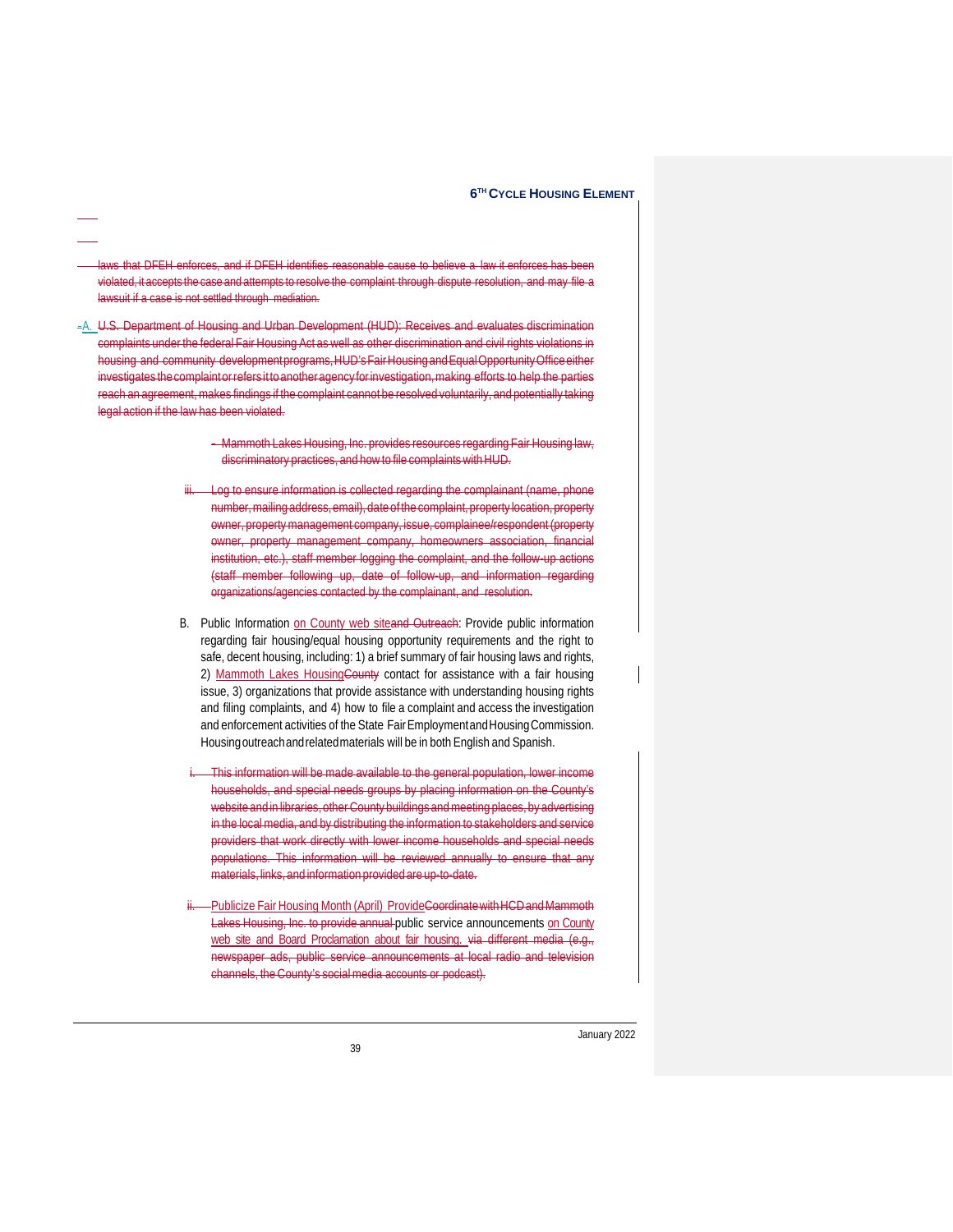laws that DFEH enforces, and if DFEH identifies reasonable cause to believe a law it enforces has been violated, it accepts the case and attempts to resolve the complaint through dispute resolution, and may file a lawsuit if a case is not settled through mediation.

A. U.S. Department of Housing and Urban Development (HUD): Receives and evaluates discrimination complaints under the federal Fair Housing Act as well as other discrimination and civil rights violations in housing and community development programs, HUD's Fair Housing and Equal Opportunity Office either investigates the complaint or refers it to another agency for investigation, making efforts to help the parties reach an agreement, makes findings if the complaint cannot be resolved voluntarily, and potentially taking legal action if the law has been violated.

- Mammoth Lakes Housing, Inc. provides resources regarding Fair Housing law, discriminatory practices, and how to file complaints with HUD.

iii. Log to ensure information is collected regarding the complainant (name, phone number, mailing address, email), date of the complaint, property location, property owner, property management company, issue, complainee/respondent (property owner, property management company, homeowners association, financial institution, etc.), staff member logging the complaint, and the follow-up actions (staff member following up, date of follow-up, and information regarding organizations/agencies contacted by the complainant, and resolution.

B. Public Information on County web siteand Outreach: Provide public information regarding fair housing/equal housing opportunity requirements and the right to safe, decent housing, including: 1) a brief summary of fair housing laws and rights, 2) Mammoth Lakes HousingCounty contact for assistance with a fair housing issue, 3) organizations that provide assistance with understanding housing rights and filing complaints, and 4) how to file a complaint and access the investigation and enforcement activities of the State Fair Employment and Housing Commission. Housing outreach and related materials will be in both English and Spanish.

i. This information will be made available to the general population, lower income households, and special needs groups by placing information on the County's website and in libraries, other County buildings and meeting places, by advertising in the local media, and by distributing the information to stakeholders and service providers that work directly with lower income households and special needs populations. This information will be reviewed annually to ensure that any materials, links, and information provided are up-to-date.

ii. Publicize Fair Housing Month (April) ProvideCoordinate with HCD and Mammoth Lakes Housing, Inc. to provide annual public service announcements on County web site and Board Proclamation about fair housing. via different media (e.g., newspaper ads, public service announcements at local radio and television channels, the County's social media accounts or podcast).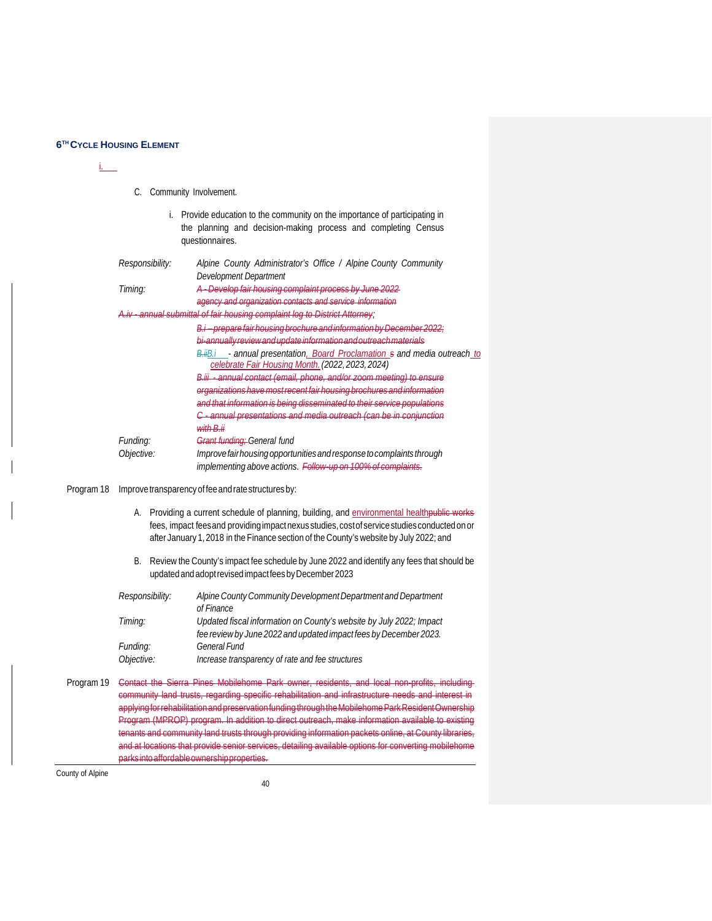i.

C. Community Involvement.

i. Provide education to the community on the importance of participating in the planning and decision-making process and completing Census questionnaires.

*Responsibility:* *Alpine County Administrator's Office / Alpine County Community Development Department*

*Timing:* ~~*A - Develop fair housing complaint process by June 2022 agency and organization contacts and service information*~~

~~*A.iv - annual submittal of fair housing complaint log to District Attorney*~~*;*

~~*B.i – prepare fair housing brochure and information by December 2022; bi-annually review and update information and outreach materials*~~

~~*B.ii*~~*B.i - annual presentation, Board Proclamation* ~~*s*~~ *and media outreach to celebrate Fair Housing Month. (2022, 2023, 2024)*

~~*B.iii - annual contact (email, phone, and/or zoom meeting) to ensure organizations have most recent fair housing brochures and information and that information is being disseminated to their service populations*~~

~~*C - annual presentations and media outreach (can be in conjunction with B.ii*~~

*Funding:* ~~*Grant funding;*~~ *General fund*

*Objective:* *Improve fair housing opportunities and response to complaints through implementing above actions.* ~~*Follow-up on 100% of complaints.*~~

Program 18 Improve transparency of fee and rate structures by:

A. Providing a current schedule of planning, building, and environmental health~~public works~~ fees, impact fees and providing impact nexus studies, cost of service studies conducted on or after January 1, 2018 in the Finance section of the County's website by July 2022; and

B. Review the County's impact fee schedule by June 2022 and identify any fees that should be updated and adopt revised impact fees by December 2023

*Responsibility:* *Alpine County Community Development Department and Department of Finance*

*Timing:* *Updated fiscal information on County's website by July 2022; Impact fee review by June 2022 and updated impact fees by December 2023.*

*Funding:* *General Fund*

*Objective:* *Increase transparency of rate and fee structures*

Program 19 ~~Contact the Sierra Pines Mobilehome Park owner, residents, and local non-profits, including community land trusts, regarding specific rehabilitation and infrastructure needs and interest in applying for rehabilitation and preservation funding through the Mobilehome Park Resident Ownership Program (MPROP) program. In addition to direct outreach, make information available to existing tenants and community land trusts through providing information packets online, at County libraries, and at locations that provide senior services, detailing available options for converting mobilehome parks into affordable ownership properties.~~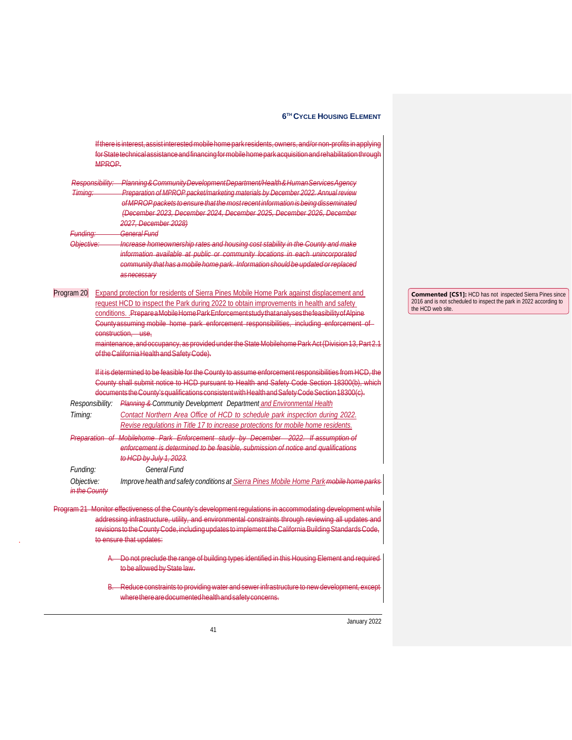If there is interest, assist interested mobile home park residents, owners, and/or non-profits in applying for State technical assistance and financing for mobile home park acquisition and rehabilitation through MPROP.

*Responsibility:* *Planning & Community Development Department/Health & Human Services Agency*

*Timing:* *Preparation of MPROP packet/marketing materials by December 2022. Annual review of MPROP packets to ensure that the most recent information is being disseminated (December 2023, December 2024, December 2025, December 2026, December 2027, December 2028)*

*Funding:* *General Fund*

*Objective:* *Increase homeownership rates and housing cost stability in the County and make information available at public or community locations in each unincorporated community that has a mobile home park. Information should be updated or replaced as necessary*

Program 20 Expand protection for residents of Sierra Pines Mobile Home Park against displacement and request HCD to inspect the Park during 2022 to obtain improvements in health and safety conditions. Prepare a Mobile Home Park Enforcement study that analyses the feasibility of Alpine County assuming mobile home park enforcement responsibilities, including enforcement of construction, use, maintenance, and occupancy, as provided under the State Mobilehome Park Act (Division 13, Part 2.1 of the California Health and Safety Code).

If it is determined to be feasible for the County to assume enforcement responsibilities from HCD, the County shall submit notice to HCD pursuant to Health and Safety Code Section 18300(b), which documents the County's qualifications consistent with Health and Safety Code Section 18300(c).

*Responsibility:* *Planning & Community Development Department and Environmental Health*

*Timing:* *Contact Northern Area Office of HCD to schedule park inspection during 2022. Revise regulations in Title 17 to increase protections for mobile home residents.*

*Preparation of Mobilehome Park Enforcement study by December 2022. If assumption of enforcement is determined to be feasible, submission of notice and qualifications to HCD by July 1, 2023.*

*Funding:* *General Fund*

*Objective:* *Improve health and safety conditions at Sierra Pines Mobile Home Park mobile home parks in the County*

**Commented [CS1]:** HCD has not inspected Sierra Pines since 2016 and is not scheduled to inspect the park in 2022 according to the HCD web site.

Program 21 Monitor effectiveness of the County's development regulations in accommodating development while addressing infrastructure, utility, and environmental constraints through reviewing all updates and revisions to the County Code, including updates to implement the California Building Standards Code, to ensure that updates:

A. Do not preclude the range of building types identified in this Housing Element and required to be allowed by State law.

B. Reduce constraints to providing water and sewer infrastructure to new development, except where there are documented health and safety concerns.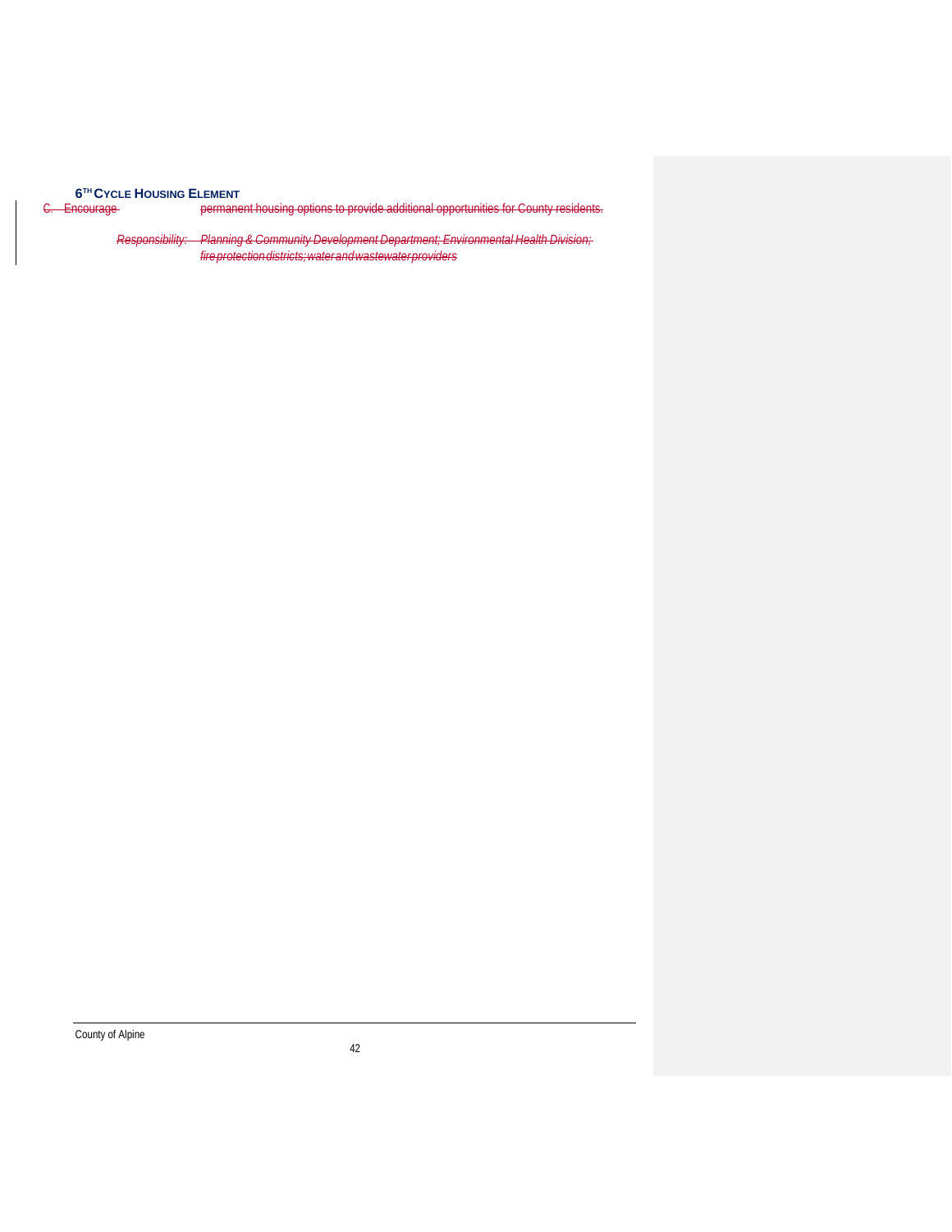~~C. Encourage permanent housing options to provide additional opportunities for County residents.~~

~~*Responsibility: Planning & Community Development Department; Environmental Health Division; fire protection districts; water and wastewater providers*~~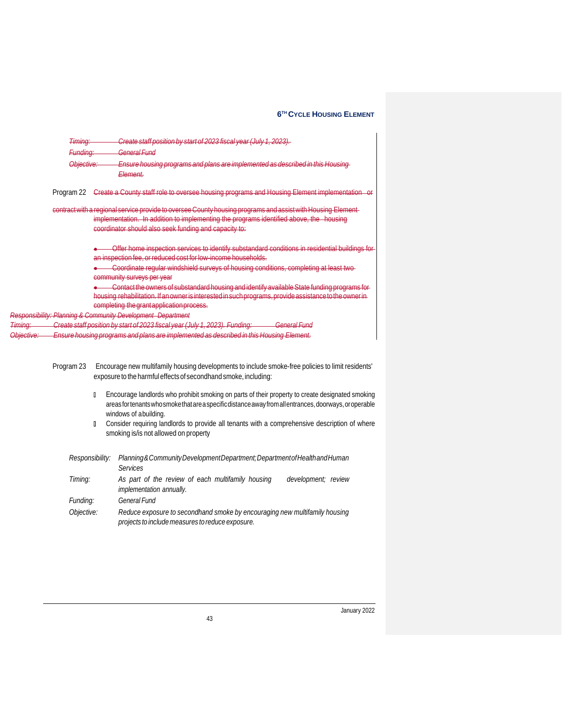~~*Timing:* Create staff position by start of 2023 fiscal year (July 1, 2023).~~

~~*Funding:* General Fund~~

~~*Objective:* Ensure housing programs and plans are implemented as described in this Housing Element.~~

Program 22 ~~Create a County staff role to oversee housing programs and Housing Element implementation or contract with a regional service provide to oversee County housing programs and assist with Housing Element implementation. In addition to implementing the programs identified above, the housing coordinator should also seek funding and capacity to:~~

- ~~Offer home inspection services to identify substandard conditions in residential buildings for an inspection fee, or reduced cost for low-income households.~~
- ~~Coordinate regular windshield surveys of housing conditions, completing at least two community surveys per year~~
- ~~Contact the owners of substandard housing and identify available State funding programs for housing rehabilitation. If an owner is interested in such programs, provide assistance to the owner in completing the grant application process.~~

~~*Responsibility: Planning & Community Development Department*~~

~~*Timing:* Create staff position by start of 2023 fiscal year (July 1, 2023). *Funding:* General Fund~~

~~*Objective:* Ensure housing programs and plans are implemented as described in this Housing Element.~~

Program 23 Encourage new multifamily housing developments to include smoke-free policies to limit residents' exposure to the harmful effects of secondhand smoke, including:

- Encourage landlords who prohibit smoking on parts of their property to create designated smoking areas for tenants who smoke that are a specific distance away from all entrances, doorways, or operable windows of a building.
- Consider requiring landlords to provide all tenants with a comprehensive description of where smoking is/is not allowed on property

*Responsibility:* *Planning & Community Development Department; Department of Health and Human Services*

*Timing:* *As part of the review of each multifamily housing development; review implementation annually.*

*Funding:* *General Fund*

*Objective:* *Reduce exposure to secondhand smoke by encouraging new multifamily housing projects to include measures to reduce exposure.*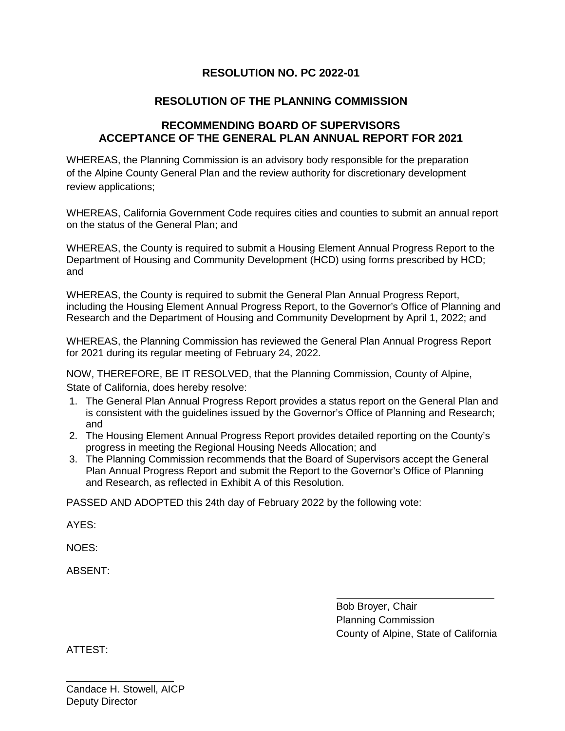## RESOLUTION NO. PC 2022-01

## RESOLUTION OF THE PLANNING COMMISSION

## RECOMMENDING BOARD OF SUPERVISORS ACCEPTANCE OF THE GENERAL PLAN ANNUAL REPORT FOR 2021

WHEREAS, the Planning Commission is an advisory body responsible for the preparation of the Alpine County General Plan and the review authority for discretionary development review applications;

WHEREAS, California Government Code requires cities and counties to submit an annual report on the status of the General Plan; and

WHEREAS, the County is required to submit a Housing Element Annual Progress Report to the Department of Housing and Community Development (HCD) using forms prescribed by HCD; and

WHEREAS, the County is required to submit the General Plan Annual Progress Report, including the Housing Element Annual Progress Report, to the Governor's Office of Planning and Research and the Department of Housing and Community Development by April 1, 2022; and

WHEREAS, the Planning Commission has reviewed the General Plan Annual Progress Report for 2021 during its regular meeting of February 24, 2022.

NOW, THEREFORE, BE IT RESOLVED, that the Planning Commission, County of Alpine, State of California, does hereby resolve:

1. The General Plan Annual Progress Report provides a status report on the General Plan and is consistent with the guidelines issued by the Governor's Office of Planning and Research; and
2. The Housing Element Annual Progress Report provides detailed reporting on the County's progress in meeting the Regional Housing Needs Allocation; and
3. The Planning Commission recommends that the Board of Supervisors accept the General Plan Annual Progress Report and submit the Report to the Governor's Office of Planning and Research, as reflected in Exhibit A of this Resolution.

PASSED AND ADOPTED this 24th day of February 2022 by the following vote:

AYES:

NOES:

ABSENT:

Bob Broyer, Chair
Planning Commission
County of Alpine, State of California

ATTEST:

Candace H. Stowell, AICP
Deputy Director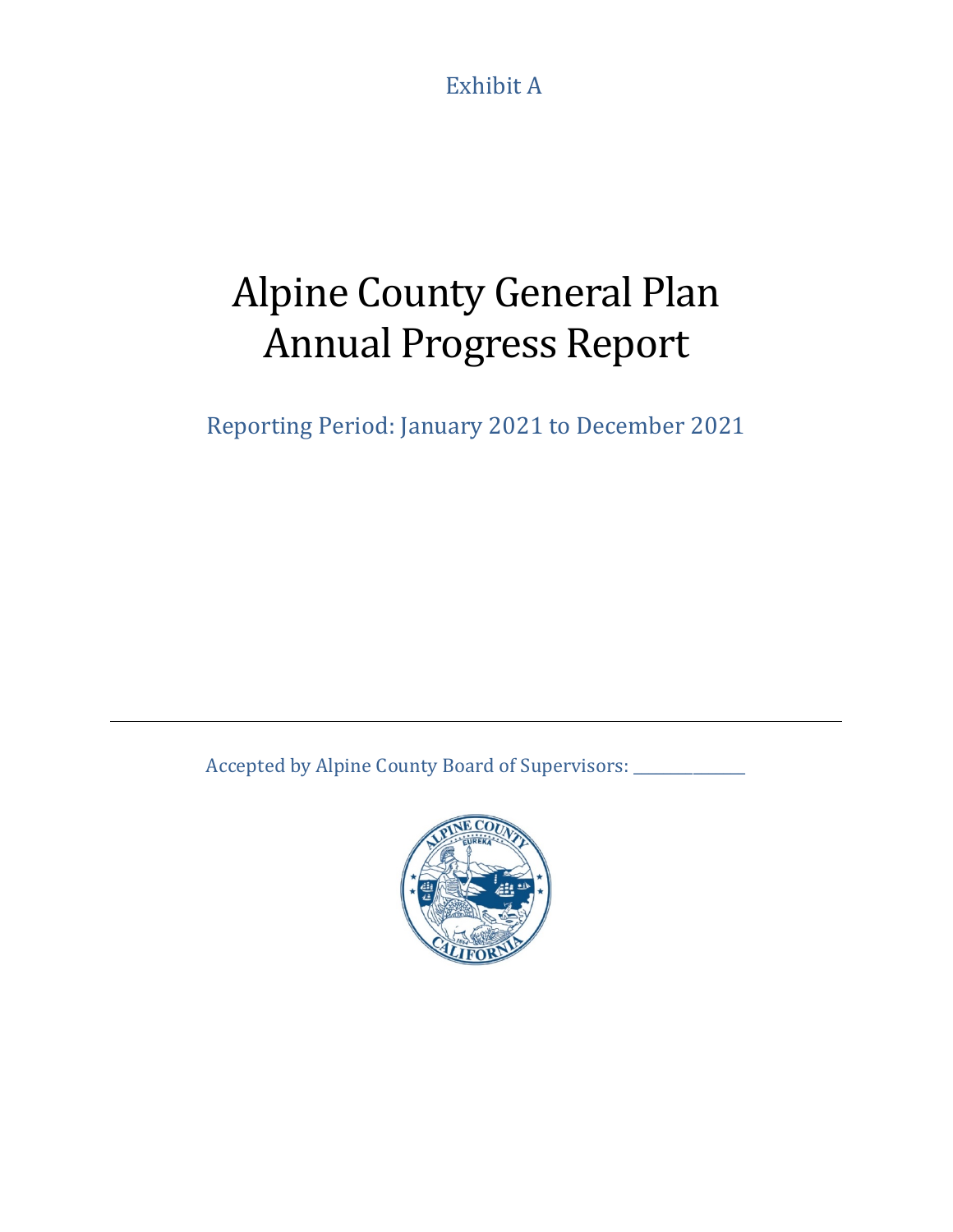Exhibit A

# Alpine County General Plan Annual Progress Report

Reporting Period: January 2021 to December 2021

---

Accepted by Alpine County Board of Supervisors: _______________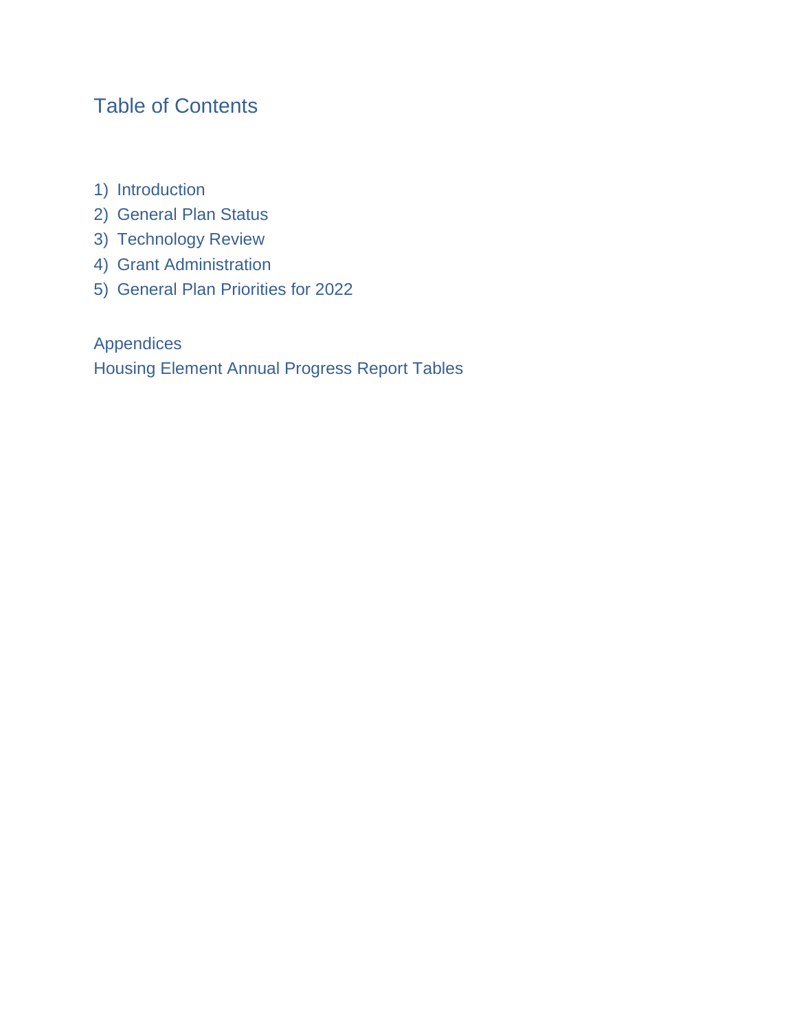# Table of Contents

1) Introduction
2) General Plan Status
3) Technology Review
4) Grant Administration
5) General Plan Priorities for 2022

Appendices

Housing Element Annual Progress Report Tables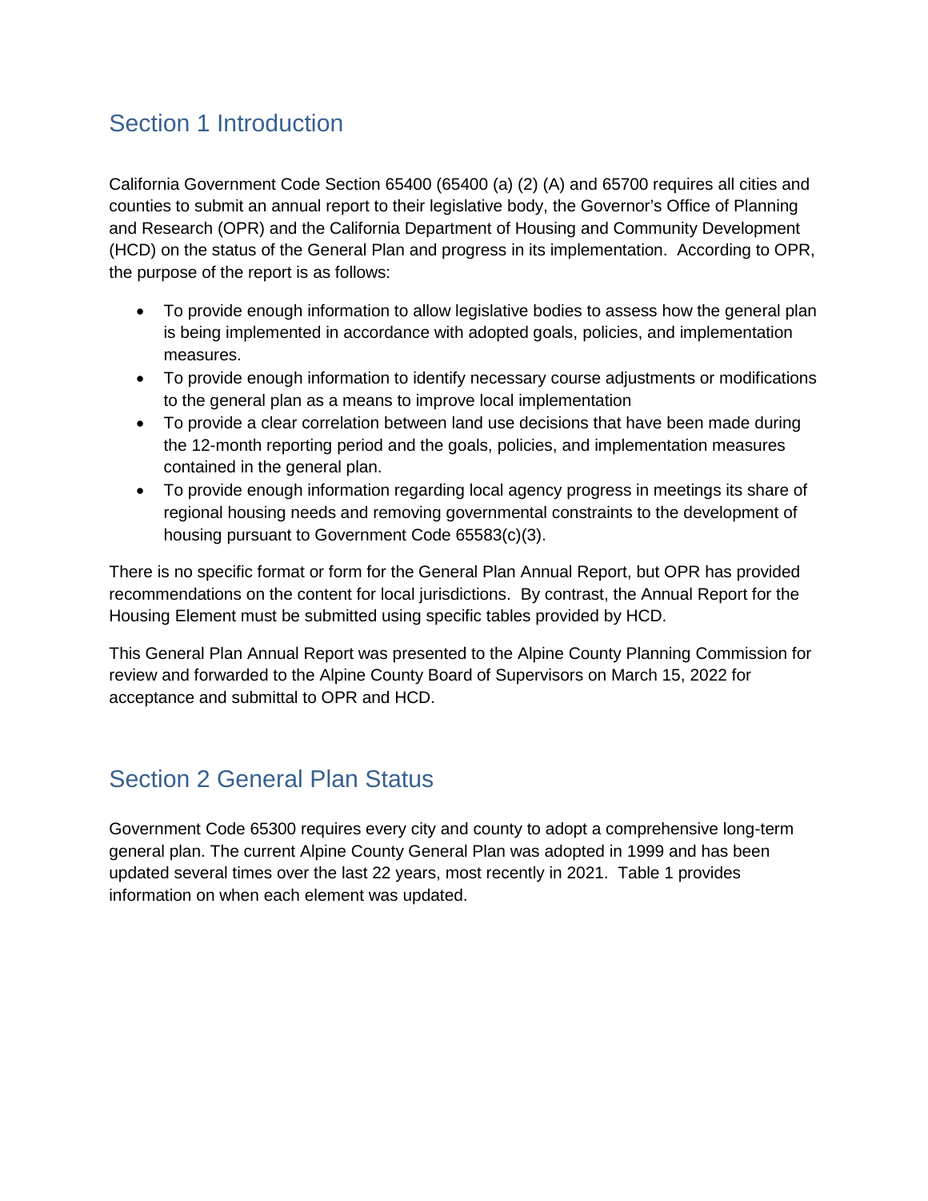## Section 1 Introduction

California Government Code Section 65400 (65400 (a) (2) (A) and 65700 requires all cities and counties to submit an annual report to their legislative body, the Governor's Office of Planning and Research (OPR) and the California Department of Housing and Community Development (HCD) on the status of the General Plan and progress in its implementation. According to OPR, the purpose of the report is as follows:

- To provide enough information to allow legislative bodies to assess how the general plan is being implemented in accordance with adopted goals, policies, and implementation measures.
- To provide enough information to identify necessary course adjustments or modifications to the general plan as a means to improve local implementation
- To provide a clear correlation between land use decisions that have been made during the 12-month reporting period and the goals, policies, and implementation measures contained in the general plan.
- To provide enough information regarding local agency progress in meetings its share of regional housing needs and removing governmental constraints to the development of housing pursuant to Government Code 65583(c)(3).

There is no specific format or form for the General Plan Annual Report, but OPR has provided recommendations on the content for local jurisdictions. By contrast, the Annual Report for the Housing Element must be submitted using specific tables provided by HCD.

This General Plan Annual Report was presented to the Alpine County Planning Commission for review and forwarded to the Alpine County Board of Supervisors on March 15, 2022 for acceptance and submittal to OPR and HCD.

## Section 2 General Plan Status

Government Code 65300 requires every city and county to adopt a comprehensive long-term general plan. The current Alpine County General Plan was adopted in 1999 and has been updated several times over the last 22 years, most recently in 2021. Table 1 provides information on when each element was updated.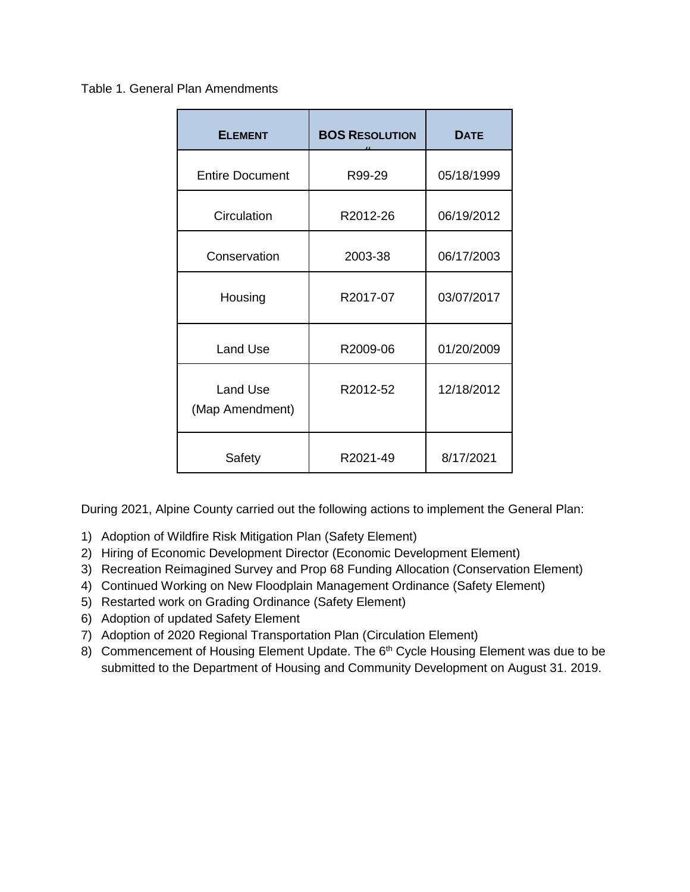Table 1. General Plan Amendments

| ELEMENT | BOS RESOLUTION # | DATE |
|---|---|---|
| Entire Document | R99-29 | 05/18/1999 |
| Circulation | R2012-26 | 06/19/2012 |
| Conservation | 2003-38 | 06/17/2003 |
| Housing | R2017-07 | 03/07/2017 |
| Land Use | R2009-06 | 01/20/2009 |
| Land Use (Map Amendment) | R2012-52 | 12/18/2012 |
| Safety | R2021-49 | 8/17/2021 |

During 2021, Alpine County carried out the following actions to implement the General Plan:

1) Adoption of Wildfire Risk Mitigation Plan (Safety Element)
2) Hiring of Economic Development Director (Economic Development Element)
3) Recreation Reimagined Survey and Prop 68 Funding Allocation (Conservation Element)
4) Continued Working on New Floodplain Management Ordinance (Safety Element)
5) Restarted work on Grading Ordinance (Safety Element)
6) Adoption of updated Safety Element
7) Adoption of 2020 Regional Transportation Plan (Circulation Element)
8) Commencement of Housing Element Update. The 6th Cycle Housing Element was due to be submitted to the Department of Housing and Community Development on August 31. 2019.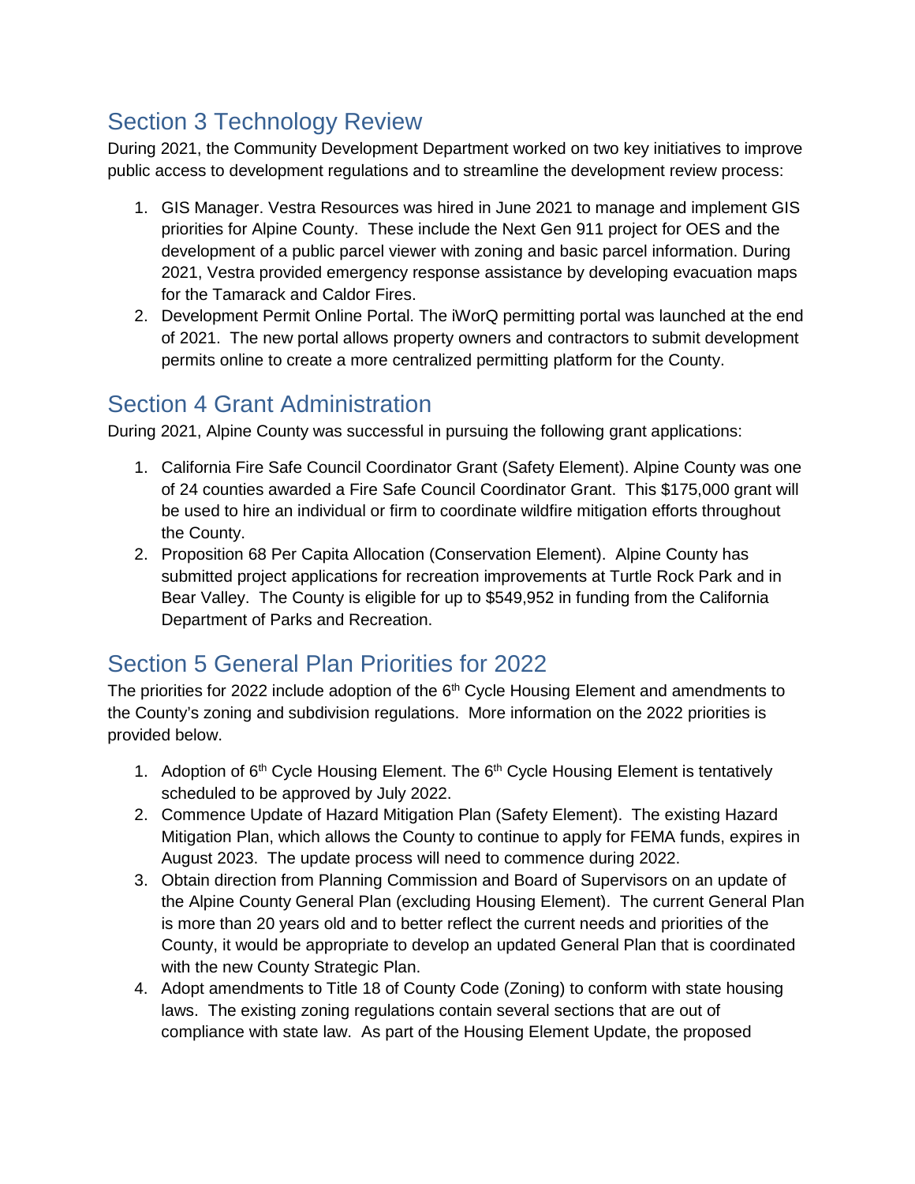## Section 3 Technology Review

During 2021, the Community Development Department worked on two key initiatives to improve public access to development regulations and to streamline the development review process:

1. GIS Manager. Vestra Resources was hired in June 2021 to manage and implement GIS priorities for Alpine County. These include the Next Gen 911 project for OES and the development of a public parcel viewer with zoning and basic parcel information. During 2021, Vestra provided emergency response assistance by developing evacuation maps for the Tamarack and Caldor Fires.
2. Development Permit Online Portal. The iWorQ permitting portal was launched at the end of 2021. The new portal allows property owners and contractors to submit development permits online to create a more centralized permitting platform for the County.

## Section 4 Grant Administration

During 2021, Alpine County was successful in pursuing the following grant applications:

1. California Fire Safe Council Coordinator Grant (Safety Element). Alpine County was one of 24 counties awarded a Fire Safe Council Coordinator Grant. This $175,000 grant will be used to hire an individual or firm to coordinate wildfire mitigation efforts throughout the County.
2. Proposition 68 Per Capita Allocation (Conservation Element). Alpine County has submitted project applications for recreation improvements at Turtle Rock Park and in Bear Valley. The County is eligible for up to $549,952 in funding from the California Department of Parks and Recreation.

## Section 5 General Plan Priorities for 2022

The priorities for 2022 include adoption of the 6th Cycle Housing Element and amendments to the County's zoning and subdivision regulations. More information on the 2022 priorities is provided below.

1. Adoption of 6th Cycle Housing Element. The 6th Cycle Housing Element is tentatively scheduled to be approved by July 2022.
2. Commence Update of Hazard Mitigation Plan (Safety Element). The existing Hazard Mitigation Plan, which allows the County to continue to apply for FEMA funds, expires in August 2023. The update process will need to commence during 2022.
3. Obtain direction from Planning Commission and Board of Supervisors on an update of the Alpine County General Plan (excluding Housing Element). The current General Plan is more than 20 years old and to better reflect the current needs and priorities of the County, it would be appropriate to develop an updated General Plan that is coordinated with the new County Strategic Plan.
4. Adopt amendments to Title 18 of County Code (Zoning) to conform with state housing laws. The existing zoning regulations contain several sections that are out of compliance with state law. As part of the Housing Element Update, the proposed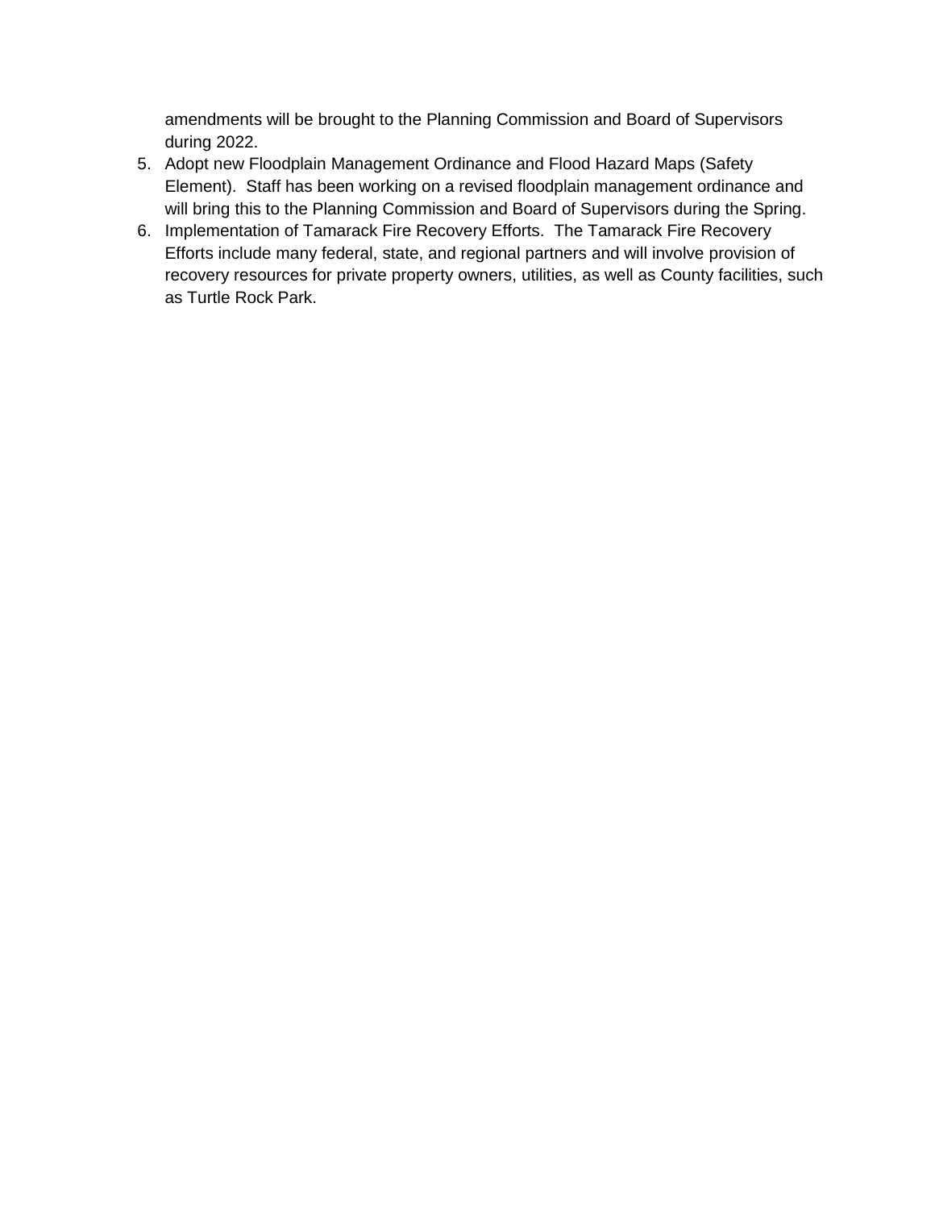amendments will be brought to the Planning Commission and Board of Supervisors during 2022.

5. Adopt new Floodplain Management Ordinance and Flood Hazard Maps (Safety Element). Staff has been working on a revised floodplain management ordinance and will bring this to the Planning Commission and Board of Supervisors during the Spring.
6. Implementation of Tamarack Fire Recovery Efforts. The Tamarack Fire Recovery Efforts include many federal, state, and regional partners and will involve provision of recovery resources for private property owners, utilities, as well as County facilities, such as Turtle Rock Park.